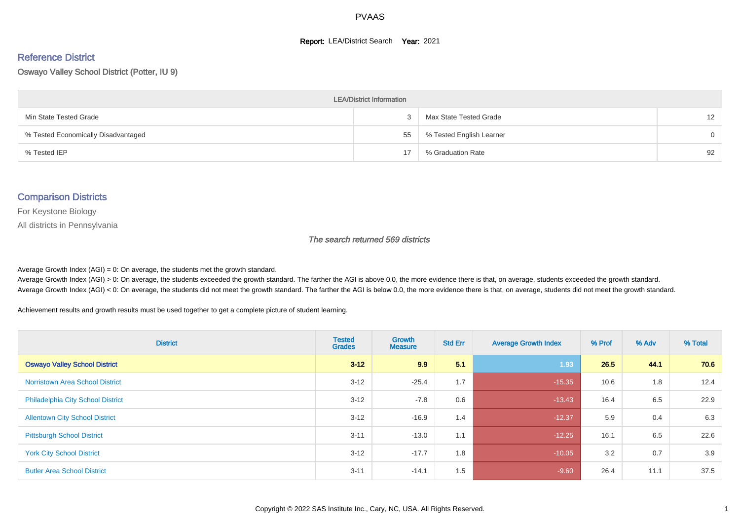# PVAAS

**Report:** LEA/District Search **Year:** 2021

## Reference District

### Oswayo Valley School District (Potter, IU 9)

| LEA/District Information | | | |
|---|---|---|---|
| Min State Tested Grade | 3 | Max State Tested Grade | 12 |
| % Tested Economically Disadvantaged | 55 | % Tested English Learner | 0 |
| % Tested IEP | 17 | % Graduation Rate | 92 |

## Comparison Districts

For Keystone Biology

All districts in Pennsylvania

*The search returned 569 districts*

Average Growth Index (AGI) = 0: On average, the students met the growth standard.
Average Growth Index (AGI) > 0: On average, the students exceeded the growth standard. The farther the AGI is above 0.0, the more evidence there is that, on average, students exceeded the growth standard.
Average Growth Index (AGI) < 0: On average, the students did not meet the growth standard. The farther the AGI is below 0.0, the more evidence there is that, on average, students did not meet the growth standard.

Achievement results and growth results must be used together to get a complete picture of student learning.

| District | Tested Grades | Growth Measure | Std Err | Average Growth Index | % Prof | % Adv | % Total |
|---|---|---|---|---|---|---|---|
| **Oswayo Valley School District** | **3-12** | **9.9** | **5.1** | **1.93** | **26.5** | **44.1** | **70.6** |
| Norristown Area School District | 3-12 | -25.4 | 1.7 | -15.35 | 10.6 | 1.8 | 12.4 |
| Philadelphia City School District | 3-12 | -7.8 | 0.6 | -13.43 | 16.4 | 6.5 | 22.9 |
| Allentown City School District | 3-12 | -16.9 | 1.4 | -12.37 | 5.9 | 0.4 | 6.3 |
| Pittsburgh School District | 3-11 | -13.0 | 1.1 | -12.25 | 16.1 | 6.5 | 22.6 |
| York City School District | 3-12 | -17.7 | 1.8 | -10.05 | 3.2 | 0.7 | 3.9 |
| Butler Area School District | 3-11 | -14.1 | 1.5 | -9.60 | 26.4 | 11.1 | 37.5 |

Copyright © 2022 SAS Institute Inc., Cary, NC, USA. All Rights Reserved.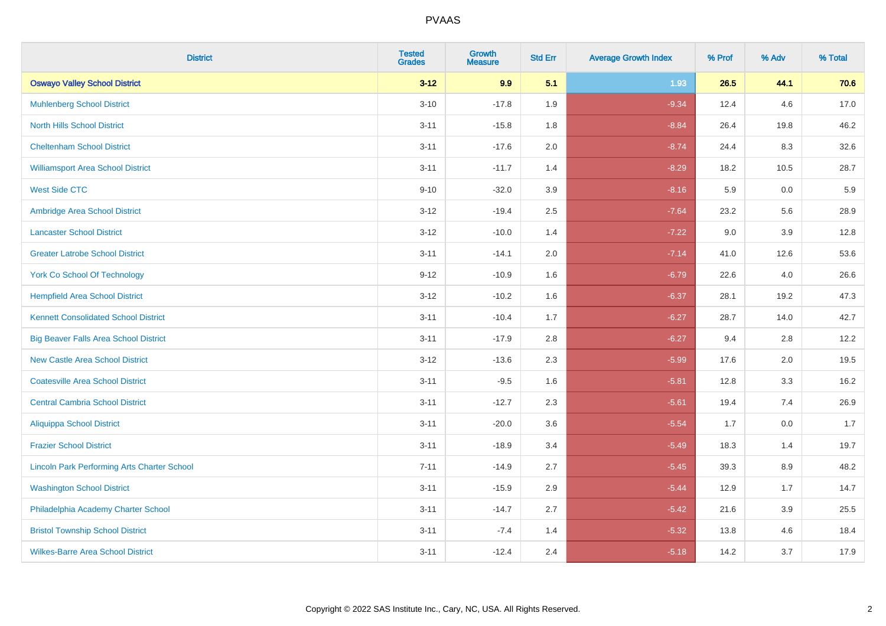# PVAAS

| District | Tested Grades | Growth Measure | Std Err | Average Growth Index | % Prof | % Adv | % Total |
|---|---|---|---|---|---|---|---|
| **Oswayo Valley School District** | **3-12** | **9.9** | **5.1** | **1.93** | **26.5** | **44.1** | **70.6** |
| Muhlenberg School District | 3-10 | -17.8 | 1.9 | -9.34 | 12.4 | 4.6 | 17.0 |
| North Hills School District | 3-11 | -15.8 | 1.8 | -8.84 | 26.4 | 19.8 | 46.2 |
| Cheltenham School District | 3-11 | -17.6 | 2.0 | -8.74 | 24.4 | 8.3 | 32.6 |
| Williamsport Area School District | 3-11 | -11.7 | 1.4 | -8.29 | 18.2 | 10.5 | 28.7 |
| West Side CTC | 9-10 | -32.0 | 3.9 | -8.16 | 5.9 | 0.0 | 5.9 |
| Ambridge Area School District | 3-12 | -19.4 | 2.5 | -7.64 | 23.2 | 5.6 | 28.9 |
| Lancaster School District | 3-12 | -10.0 | 1.4 | -7.22 | 9.0 | 3.9 | 12.8 |
| Greater Latrobe School District | 3-11 | -14.1 | 2.0 | -7.14 | 41.0 | 12.6 | 53.6 |
| York Co School Of Technology | 9-12 | -10.9 | 1.6 | -6.79 | 22.6 | 4.0 | 26.6 |
| Hempfield Area School District | 3-12 | -10.2 | 1.6 | -6.37 | 28.1 | 19.2 | 47.3 |
| Kennett Consolidated School District | 3-11 | -10.4 | 1.7 | -6.27 | 28.7 | 14.0 | 42.7 |
| Big Beaver Falls Area School District | 3-11 | -17.9 | 2.8 | -6.27 | 9.4 | 2.8 | 12.2 |
| New Castle Area School District | 3-12 | -13.6 | 2.3 | -5.99 | 17.6 | 2.0 | 19.5 |
| Coatesville Area School District | 3-11 | -9.5 | 1.6 | -5.81 | 12.8 | 3.3 | 16.2 |
| Central Cambria School District | 3-11 | -12.7 | 2.3 | -5.61 | 19.4 | 7.4 | 26.9 |
| Aliquippa School District | 3-11 | -20.0 | 3.6 | -5.54 | 1.7 | 0.0 | 1.7 |
| Frazier School District | 3-11 | -18.9 | 3.4 | -5.49 | 18.3 | 1.4 | 19.7 |
| Lincoln Park Performing Arts Charter School | 7-11 | -14.9 | 2.7 | -5.45 | 39.3 | 8.9 | 48.2 |
| Washington School District | 3-11 | -15.9 | 2.9 | -5.44 | 12.9 | 1.7 | 14.7 |
| Philadelphia Academy Charter School | 3-11 | -14.7 | 2.7 | -5.42 | 21.6 | 3.9 | 25.5 |
| Bristol Township School District | 3-11 | -7.4 | 1.4 | -5.32 | 13.8 | 4.6 | 18.4 |
| Wilkes-Barre Area School District | 3-11 | -12.4 | 2.4 | -5.18 | 14.2 | 3.7 | 17.9 |

Copyright © 2022 SAS Institute Inc., Cary, NC, USA. All Rights Reserved.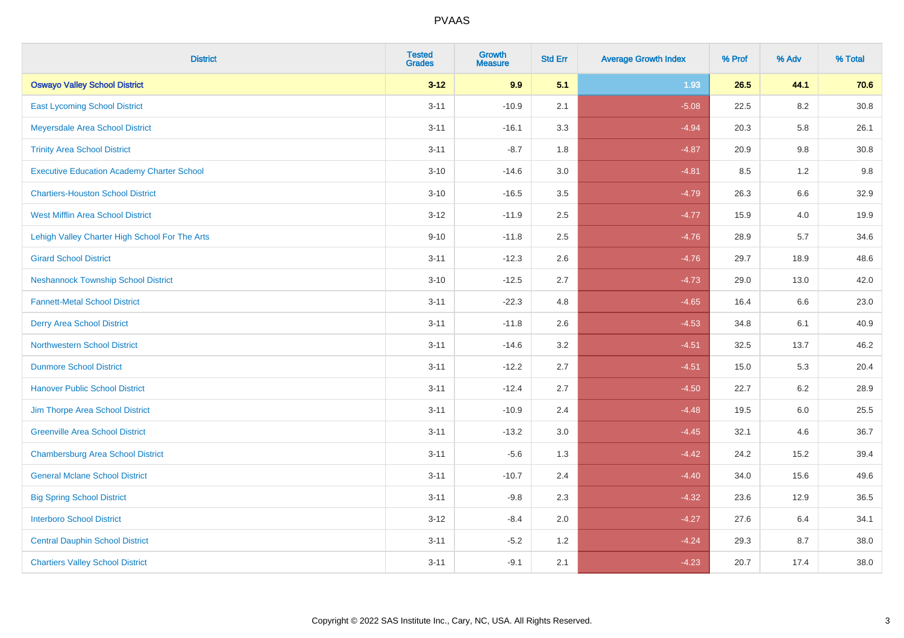# PVAAS

| District | Tested Grades | Growth Measure | Std Err | Average Growth Index | % Prof | % Adv | % Total |
|---|---|---|---|---|---|---|---|
| **Oswayo Valley School District** | **3-12** | **9.9** | **5.1** | **1.93** | **26.5** | **44.1** | **70.6** |
| East Lycoming School District | 3-11 | -10.9 | 2.1 | -5.08 | 22.5 | 8.2 | 30.8 |
| Meyersdale Area School District | 3-11 | -16.1 | 3.3 | -4.94 | 20.3 | 5.8 | 26.1 |
| Trinity Area School District | 3-11 | -8.7 | 1.8 | -4.87 | 20.9 | 9.8 | 30.8 |
| Executive Education Academy Charter School | 3-10 | -14.6 | 3.0 | -4.81 | 8.5 | 1.2 | 9.8 |
| Chartiers-Houston School District | 3-10 | -16.5 | 3.5 | -4.79 | 26.3 | 6.6 | 32.9 |
| West Mifflin Area School District | 3-12 | -11.9 | 2.5 | -4.77 | 15.9 | 4.0 | 19.9 |
| Lehigh Valley Charter High School For The Arts | 9-10 | -11.8 | 2.5 | -4.76 | 28.9 | 5.7 | 34.6 |
| Girard School District | 3-11 | -12.3 | 2.6 | -4.76 | 29.7 | 18.9 | 48.6 |
| Neshannock Township School District | 3-10 | -12.5 | 2.7 | -4.73 | 29.0 | 13.0 | 42.0 |
| Fannett-Metal School District | 3-11 | -22.3 | 4.8 | -4.65 | 16.4 | 6.6 | 23.0 |
| Derry Area School District | 3-11 | -11.8 | 2.6 | -4.53 | 34.8 | 6.1 | 40.9 |
| Northwestern School District | 3-11 | -14.6 | 3.2 | -4.51 | 32.5 | 13.7 | 46.2 |
| Dunmore School District | 3-11 | -12.2 | 2.7 | -4.51 | 15.0 | 5.3 | 20.4 |
| Hanover Public School District | 3-11 | -12.4 | 2.7 | -4.50 | 22.7 | 6.2 | 28.9 |
| Jim Thorpe Area School District | 3-11 | -10.9 | 2.4 | -4.48 | 19.5 | 6.0 | 25.5 |
| Greenville Area School District | 3-11 | -13.2 | 3.0 | -4.45 | 32.1 | 4.6 | 36.7 |
| Chambersburg Area School District | 3-11 | -5.6 | 1.3 | -4.42 | 24.2 | 15.2 | 39.4 |
| General Mclane School District | 3-11 | -10.7 | 2.4 | -4.40 | 34.0 | 15.6 | 49.6 |
| Big Spring School District | 3-11 | -9.8 | 2.3 | -4.32 | 23.6 | 12.9 | 36.5 |
| Interboro School District | 3-12 | -8.4 | 2.0 | -4.27 | 27.6 | 6.4 | 34.1 |
| Central Dauphin School District | 3-11 | -5.2 | 1.2 | -4.24 | 29.3 | 8.7 | 38.0 |
| Chartiers Valley School District | 3-11 | -9.1 | 2.1 | -4.23 | 20.7 | 17.4 | 38.0 |

Copyright © 2022 SAS Institute Inc., Cary, NC, USA. All Rights Reserved.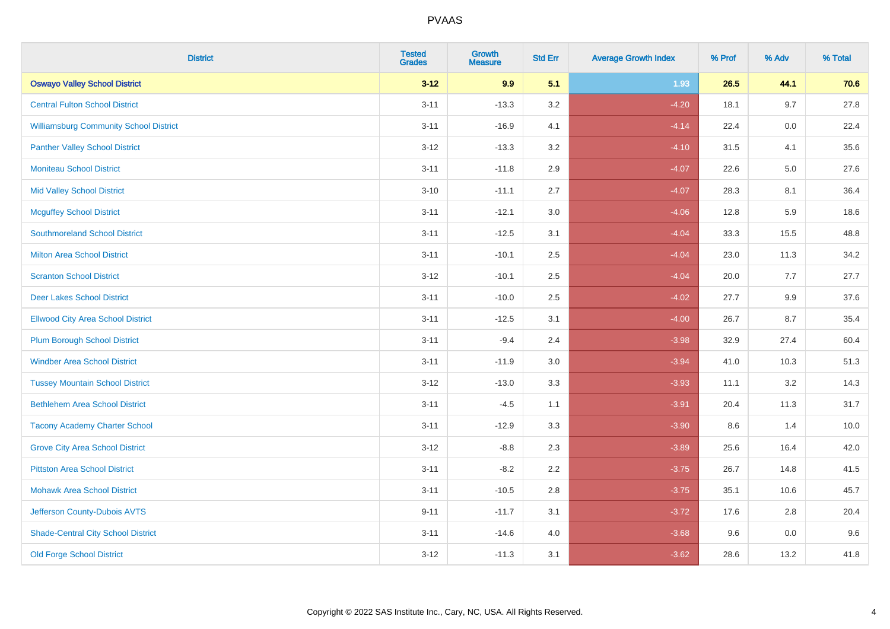| District | Tested Grades | Growth Measure | Std Err | Average Growth Index | % Prof | % Adv | % Total |
|---|---|---|---|---|---|---|---|
| **Oswayo Valley School District** | **3-12** | **9.9** | **5.1** | **1.93** | **26.5** | **44.1** | **70.6** |
| Central Fulton School District | 3-11 | -13.3 | 3.2 | -4.20 | 18.1 | 9.7 | 27.8 |
| Williamsburg Community School District | 3-11 | -16.9 | 4.1 | -4.14 | 22.4 | 0.0 | 22.4 |
| Panther Valley School District | 3-12 | -13.3 | 3.2 | -4.10 | 31.5 | 4.1 | 35.6 |
| Moniteau School District | 3-11 | -11.8 | 2.9 | -4.07 | 22.6 | 5.0 | 27.6 |
| Mid Valley School District | 3-10 | -11.1 | 2.7 | -4.07 | 28.3 | 8.1 | 36.4 |
| Mcguffey School District | 3-11 | -12.1 | 3.0 | -4.06 | 12.8 | 5.9 | 18.6 |
| Southmoreland School District | 3-11 | -12.5 | 3.1 | -4.04 | 33.3 | 15.5 | 48.8 |
| Milton Area School District | 3-11 | -10.1 | 2.5 | -4.04 | 23.0 | 11.3 | 34.2 |
| Scranton School District | 3-12 | -10.1 | 2.5 | -4.04 | 20.0 | 7.7 | 27.7 |
| Deer Lakes School District | 3-11 | -10.0 | 2.5 | -4.02 | 27.7 | 9.9 | 37.6 |
| Ellwood City Area School District | 3-11 | -12.5 | 3.1 | -4.00 | 26.7 | 8.7 | 35.4 |
| Plum Borough School District | 3-11 | -9.4 | 2.4 | -3.98 | 32.9 | 27.4 | 60.4 |
| Windber Area School District | 3-11 | -11.9 | 3.0 | -3.94 | 41.0 | 10.3 | 51.3 |
| Tussey Mountain School District | 3-12 | -13.0 | 3.3 | -3.93 | 11.1 | 3.2 | 14.3 |
| Bethlehem Area School District | 3-11 | -4.5 | 1.1 | -3.91 | 20.4 | 11.3 | 31.7 |
| Tacony Academy Charter School | 3-11 | -12.9 | 3.3 | -3.90 | 8.6 | 1.4 | 10.0 |
| Grove City Area School District | 3-12 | -8.8 | 2.3 | -3.89 | 25.6 | 16.4 | 42.0 |
| Pittston Area School District | 3-11 | -8.2 | 2.2 | -3.75 | 26.7 | 14.8 | 41.5 |
| Mohawk Area School District | 3-11 | -10.5 | 2.8 | -3.75 | 35.1 | 10.6 | 45.7 |
| Jefferson County-Dubois AVTS | 9-11 | -11.7 | 3.1 | -3.72 | 17.6 | 2.8 | 20.4 |
| Shade-Central City School District | 3-11 | -14.6 | 4.0 | -3.68 | 9.6 | 0.0 | 9.6 |
| Old Forge School District | 3-12 | -11.3 | 3.1 | -3.62 | 28.6 | 13.2 | 41.8 |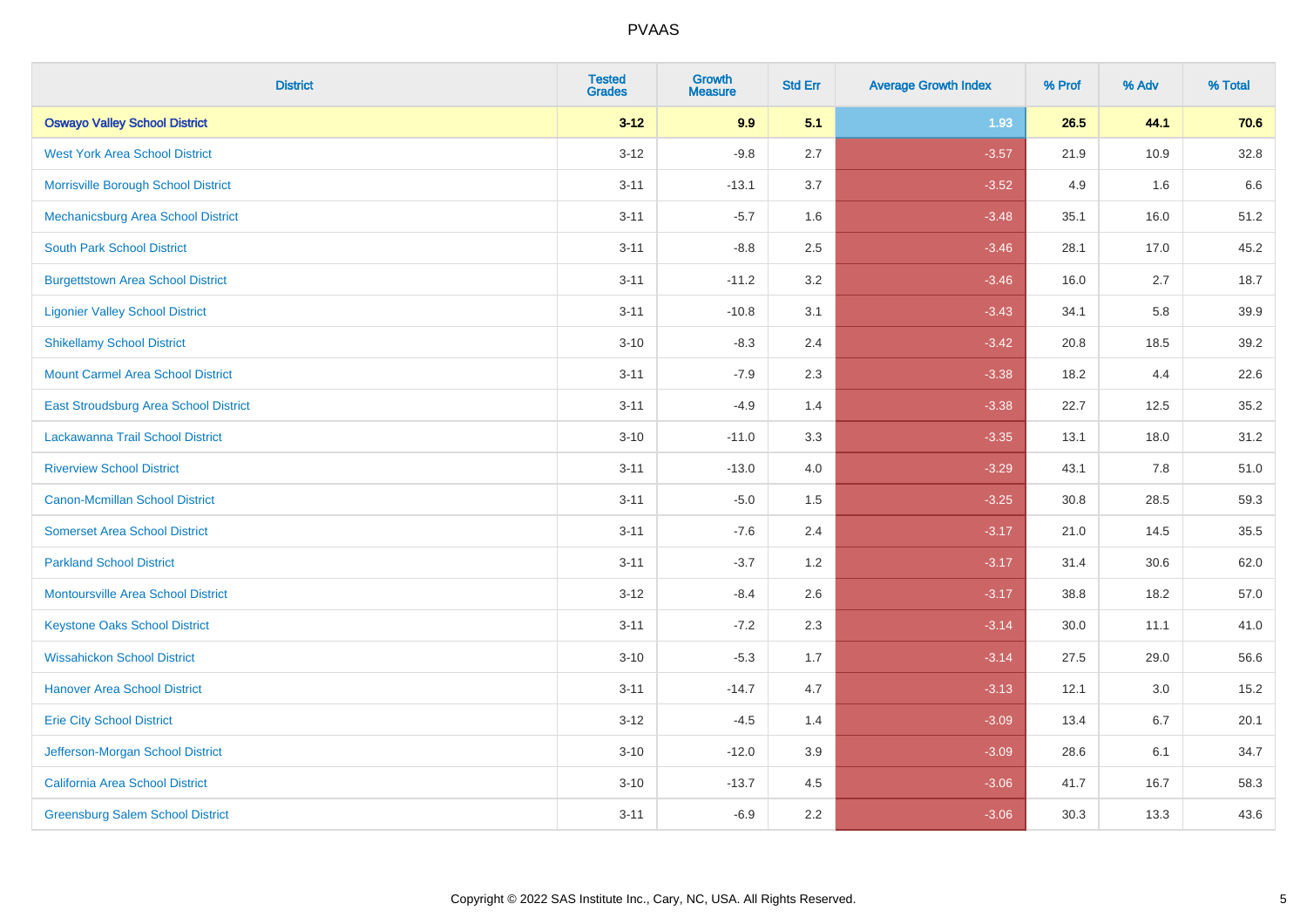| District | Tested Grades | Growth Measure | Std Err | Average Growth Index | % Prof | % Adv | % Total |
|---|---|---|---|---|---|---|---|
| **Oswayo Valley School District** | **3-12** | **9.9** | **5.1** | **1.93** | **26.5** | **44.1** | **70.6** |
| West York Area School District | 3-12 | -9.8 | 2.7 | -3.57 | 21.9 | 10.9 | 32.8 |
| Morrisville Borough School District | 3-11 | -13.1 | 3.7 | -3.52 | 4.9 | 1.6 | 6.6 |
| Mechanicsburg Area School District | 3-11 | -5.7 | 1.6 | -3.48 | 35.1 | 16.0 | 51.2 |
| South Park School District | 3-11 | -8.8 | 2.5 | -3.46 | 28.1 | 17.0 | 45.2 |
| Burgettstown Area School District | 3-11 | -11.2 | 3.2 | -3.46 | 16.0 | 2.7 | 18.7 |
| Ligonier Valley School District | 3-11 | -10.8 | 3.1 | -3.43 | 34.1 | 5.8 | 39.9 |
| Shikellamy School District | 3-10 | -8.3 | 2.4 | -3.42 | 20.8 | 18.5 | 39.2 |
| Mount Carmel Area School District | 3-11 | -7.9 | 2.3 | -3.38 | 18.2 | 4.4 | 22.6 |
| East Stroudsburg Area School District | 3-11 | -4.9 | 1.4 | -3.38 | 22.7 | 12.5 | 35.2 |
| Lackawanna Trail School District | 3-10 | -11.0 | 3.3 | -3.35 | 13.1 | 18.0 | 31.2 |
| Riverview School District | 3-11 | -13.0 | 4.0 | -3.29 | 43.1 | 7.8 | 51.0 |
| Canon-Mcmillan School District | 3-11 | -5.0 | 1.5 | -3.25 | 30.8 | 28.5 | 59.3 |
| Somerset Area School District | 3-11 | -7.6 | 2.4 | -3.17 | 21.0 | 14.5 | 35.5 |
| Parkland School District | 3-11 | -3.7 | 1.2 | -3.17 | 31.4 | 30.6 | 62.0 |
| Montoursville Area School District | 3-12 | -8.4 | 2.6 | -3.17 | 38.8 | 18.2 | 57.0 |
| Keystone Oaks School District | 3-11 | -7.2 | 2.3 | -3.14 | 30.0 | 11.1 | 41.0 |
| Wissahickon School District | 3-10 | -5.3 | 1.7 | -3.14 | 27.5 | 29.0 | 56.6 |
| Hanover Area School District | 3-11 | -14.7 | 4.7 | -3.13 | 12.1 | 3.0 | 15.2 |
| Erie City School District | 3-12 | -4.5 | 1.4 | -3.09 | 13.4 | 6.7 | 20.1 |
| Jefferson-Morgan School District | 3-10 | -12.0 | 3.9 | -3.09 | 28.6 | 6.1 | 34.7 |
| California Area School District | 3-10 | -13.7 | 4.5 | -3.06 | 41.7 | 16.7 | 58.3 |
| Greensburg Salem School District | 3-11 | -6.9 | 2.2 | -3.06 | 30.3 | 13.3 | 43.6 |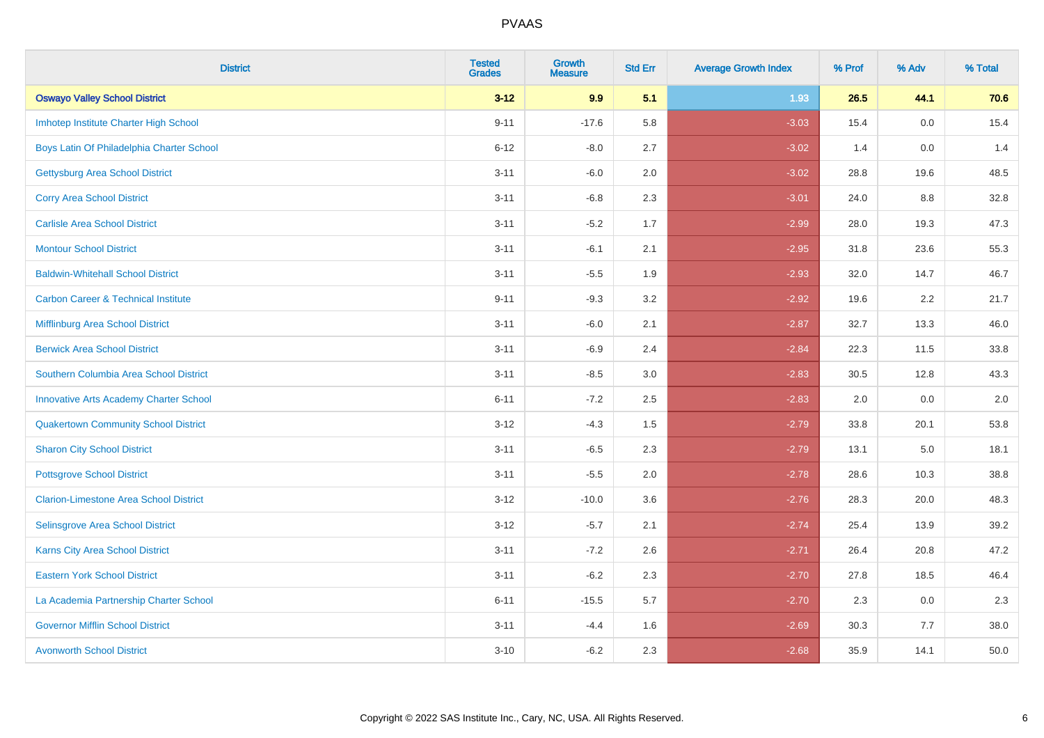| District | Tested Grades | Growth Measure | Std Err | Average Growth Index | % Prof | % Adv | % Total |
|---|---|---|---|---|---|---|---|
| **Oswayo Valley School District** | **3-12** | **9.9** | **5.1** | **1.93** | **26.5** | **44.1** | **70.6** |
| Imhotep Institute Charter High School | 9-11 | -17.6 | 5.8 | -3.03 | 15.4 | 0.0 | 15.4 |
| Boys Latin Of Philadelphia Charter School | 6-12 | -8.0 | 2.7 | -3.02 | 1.4 | 0.0 | 1.4 |
| Gettysburg Area School District | 3-11 | -6.0 | 2.0 | -3.02 | 28.8 | 19.6 | 48.5 |
| Corry Area School District | 3-11 | -6.8 | 2.3 | -3.01 | 24.0 | 8.8 | 32.8 |
| Carlisle Area School District | 3-11 | -5.2 | 1.7 | -2.99 | 28.0 | 19.3 | 47.3 |
| Montour School District | 3-11 | -6.1 | 2.1 | -2.95 | 31.8 | 23.6 | 55.3 |
| Baldwin-Whitehall School District | 3-11 | -5.5 | 1.9 | -2.93 | 32.0 | 14.7 | 46.7 |
| Carbon Career & Technical Institute | 9-11 | -9.3 | 3.2 | -2.92 | 19.6 | 2.2 | 21.7 |
| Mifflinburg Area School District | 3-11 | -6.0 | 2.1 | -2.87 | 32.7 | 13.3 | 46.0 |
| Berwick Area School District | 3-11 | -6.9 | 2.4 | -2.84 | 22.3 | 11.5 | 33.8 |
| Southern Columbia Area School District | 3-11 | -8.5 | 3.0 | -2.83 | 30.5 | 12.8 | 43.3 |
| Innovative Arts Academy Charter School | 6-11 | -7.2 | 2.5 | -2.83 | 2.0 | 0.0 | 2.0 |
| Quakertown Community School District | 3-12 | -4.3 | 1.5 | -2.79 | 33.8 | 20.1 | 53.8 |
| Sharon City School District | 3-11 | -6.5 | 2.3 | -2.79 | 13.1 | 5.0 | 18.1 |
| Pottsgrove School District | 3-11 | -5.5 | 2.0 | -2.78 | 28.6 | 10.3 | 38.8 |
| Clarion-Limestone Area School District | 3-12 | -10.0 | 3.6 | -2.76 | 28.3 | 20.0 | 48.3 |
| Selinsgrove Area School District | 3-12 | -5.7 | 2.1 | -2.74 | 25.4 | 13.9 | 39.2 |
| Karns City Area School District | 3-11 | -7.2 | 2.6 | -2.71 | 26.4 | 20.8 | 47.2 |
| Eastern York School District | 3-11 | -6.2 | 2.3 | -2.70 | 27.8 | 18.5 | 46.4 |
| La Academia Partnership Charter School | 6-11 | -15.5 | 5.7 | -2.70 | 2.3 | 0.0 | 2.3 |
| Governor Mifflin School District | 3-11 | -4.4 | 1.6 | -2.69 | 30.3 | 7.7 | 38.0 |
| Avonworth School District | 3-10 | -6.2 | 2.3 | -2.68 | 35.9 | 14.1 | 50.0 |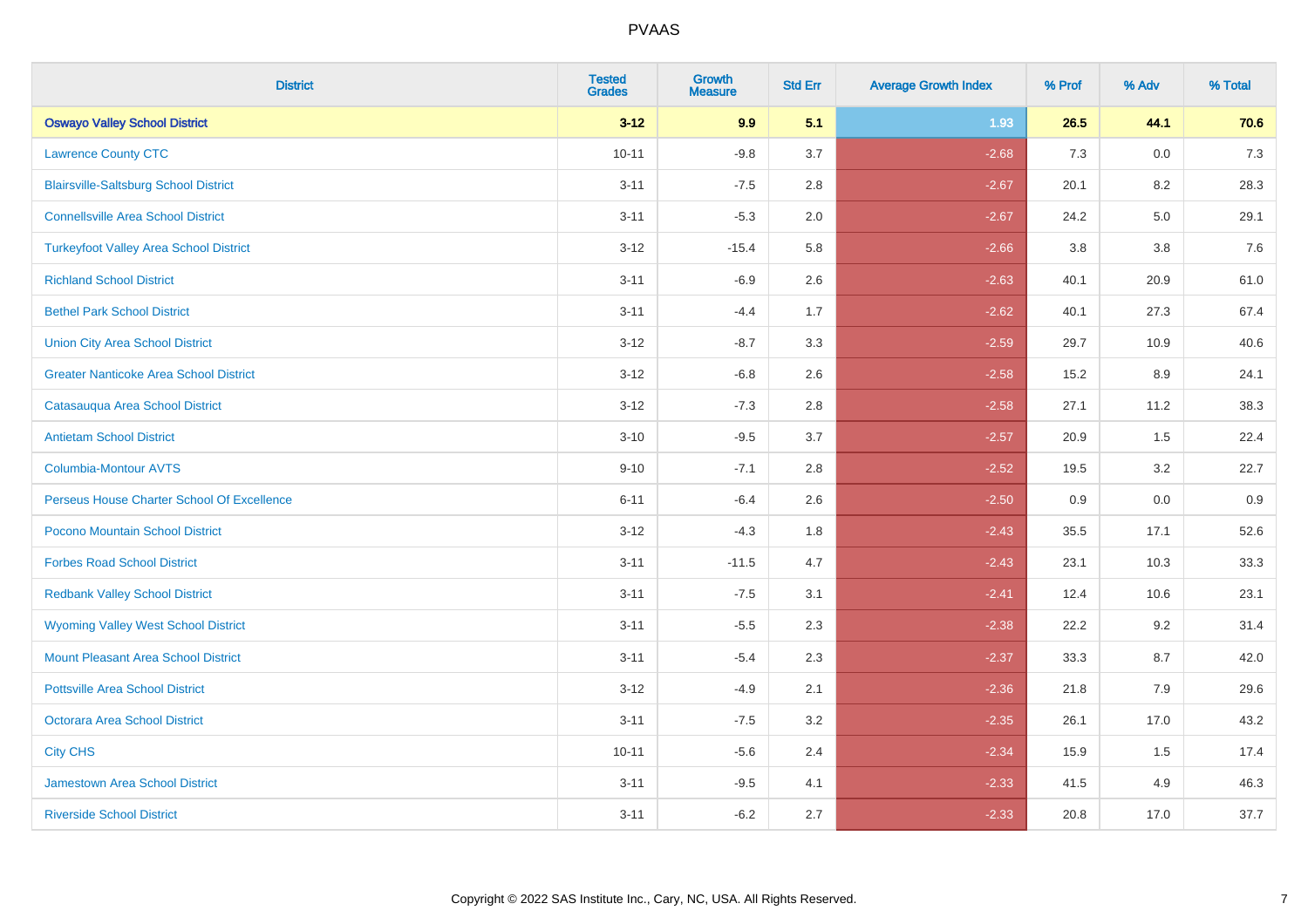| District | Tested Grades | Growth Measure | Std Err | Average Growth Index | % Prof | % Adv | % Total |
|---|---|---|---|---|---|---|---|
| **Oswayo Valley School District** | **3-12** | **9.9** | **5.1** | **1.93** | **26.5** | **44.1** | **70.6** |
| Lawrence County CTC | 10-11 | -9.8 | 3.7 | -2.68 | 7.3 | 0.0 | 7.3 |
| Blairsville-Saltsburg School District | 3-11 | -7.5 | 2.8 | -2.67 | 20.1 | 8.2 | 28.3 |
| Connellsville Area School District | 3-11 | -5.3 | 2.0 | -2.67 | 24.2 | 5.0 | 29.1 |
| Turkeyfoot Valley Area School District | 3-12 | -15.4 | 5.8 | -2.66 | 3.8 | 3.8 | 7.6 |
| Richland School District | 3-11 | -6.9 | 2.6 | -2.63 | 40.1 | 20.9 | 61.0 |
| Bethel Park School District | 3-11 | -4.4 | 1.7 | -2.62 | 40.1 | 27.3 | 67.4 |
| Union City Area School District | 3-12 | -8.7 | 3.3 | -2.59 | 29.7 | 10.9 | 40.6 |
| Greater Nanticoke Area School District | 3-12 | -6.8 | 2.6 | -2.58 | 15.2 | 8.9 | 24.1 |
| Catasauqua Area School District | 3-12 | -7.3 | 2.8 | -2.58 | 27.1 | 11.2 | 38.3 |
| Antietam School District | 3-10 | -9.5 | 3.7 | -2.57 | 20.9 | 1.5 | 22.4 |
| Columbia-Montour AVTS | 9-10 | -7.1 | 2.8 | -2.52 | 19.5 | 3.2 | 22.7 |
| Perseus House Charter School Of Excellence | 6-11 | -6.4 | 2.6 | -2.50 | 0.9 | 0.0 | 0.9 |
| Pocono Mountain School District | 3-12 | -4.3 | 1.8 | -2.43 | 35.5 | 17.1 | 52.6 |
| Forbes Road School District | 3-11 | -11.5 | 4.7 | -2.43 | 23.1 | 10.3 | 33.3 |
| Redbank Valley School District | 3-11 | -7.5 | 3.1 | -2.41 | 12.4 | 10.6 | 23.1 |
| Wyoming Valley West School District | 3-11 | -5.5 | 2.3 | -2.38 | 22.2 | 9.2 | 31.4 |
| Mount Pleasant Area School District | 3-11 | -5.4 | 2.3 | -2.37 | 33.3 | 8.7 | 42.0 |
| Pottsville Area School District | 3-12 | -4.9 | 2.1 | -2.36 | 21.8 | 7.9 | 29.6 |
| Octorara Area School District | 3-11 | -7.5 | 3.2 | -2.35 | 26.1 | 17.0 | 43.2 |
| City CHS | 10-11 | -5.6 | 2.4 | -2.34 | 15.9 | 1.5 | 17.4 |
| Jamestown Area School District | 3-11 | -9.5 | 4.1 | -2.33 | 41.5 | 4.9 | 46.3 |
| Riverside School District | 3-11 | -6.2 | 2.7 | -2.33 | 20.8 | 17.0 | 37.7 |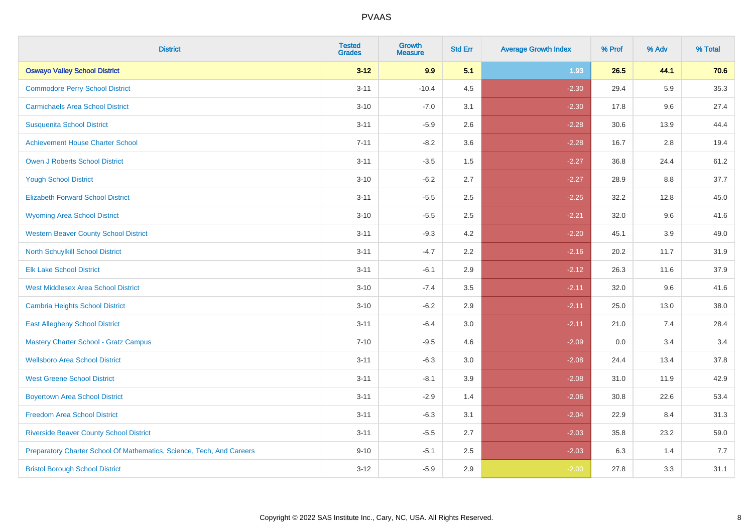# PVAAS

| District | Tested Grades | Growth Measure | Std Err | Average Growth Index | % Prof | % Adv | % Total |
|---|---|---|---|---|---|---|---|
| **Oswayo Valley School District** | **3-12** | **9.9** | **5.1** | **1.93** | **26.5** | **44.1** | **70.6** |
| Commodore Perry School District | 3-11 | -10.4 | 4.5 | -2.30 | 29.4 | 5.9 | 35.3 |
| Carmichaels Area School District | 3-10 | -7.0 | 3.1 | -2.30 | 17.8 | 9.6 | 27.4 |
| Susquenita School District | 3-11 | -5.9 | 2.6 | -2.28 | 30.6 | 13.9 | 44.4 |
| Achievement House Charter School | 7-11 | -8.2 | 3.6 | -2.28 | 16.7 | 2.8 | 19.4 |
| Owen J Roberts School District | 3-11 | -3.5 | 1.5 | -2.27 | 36.8 | 24.4 | 61.2 |
| Yough School District | 3-10 | -6.2 | 2.7 | -2.27 | 28.9 | 8.8 | 37.7 |
| Elizabeth Forward School District | 3-11 | -5.5 | 2.5 | -2.25 | 32.2 | 12.8 | 45.0 |
| Wyoming Area School District | 3-10 | -5.5 | 2.5 | -2.21 | 32.0 | 9.6 | 41.6 |
| Western Beaver County School District | 3-11 | -9.3 | 4.2 | -2.20 | 45.1 | 3.9 | 49.0 |
| North Schuylkill School District | 3-11 | -4.7 | 2.2 | -2.16 | 20.2 | 11.7 | 31.9 |
| Elk Lake School District | 3-11 | -6.1 | 2.9 | -2.12 | 26.3 | 11.6 | 37.9 |
| West Middlesex Area School District | 3-10 | -7.4 | 3.5 | -2.11 | 32.0 | 9.6 | 41.6 |
| Cambria Heights School District | 3-10 | -6.2 | 2.9 | -2.11 | 25.0 | 13.0 | 38.0 |
| East Allegheny School District | 3-11 | -6.4 | 3.0 | -2.11 | 21.0 | 7.4 | 28.4 |
| Mastery Charter School - Gratz Campus | 7-10 | -9.5 | 4.6 | -2.09 | 0.0 | 3.4 | 3.4 |
| Wellsboro Area School District | 3-11 | -6.3 | 3.0 | -2.08 | 24.4 | 13.4 | 37.8 |
| West Greene School District | 3-11 | -8.1 | 3.9 | -2.08 | 31.0 | 11.9 | 42.9 |
| Boyertown Area School District | 3-11 | -2.9 | 1.4 | -2.06 | 30.8 | 22.6 | 53.4 |
| Freedom Area School District | 3-11 | -6.3 | 3.1 | -2.04 | 22.9 | 8.4 | 31.3 |
| Riverside Beaver County School District | 3-11 | -5.5 | 2.7 | -2.03 | 35.8 | 23.2 | 59.0 |
| Preparatory Charter School Of Mathematics, Science, Tech, And Careers | 9-10 | -5.1 | 2.5 | -2.03 | 6.3 | 1.4 | 7.7 |
| Bristol Borough School District | 3-12 | -5.9 | 2.9 | -2.00 | 27.8 | 3.3 | 31.1 |

Copyright © 2022 SAS Institute Inc., Cary, NC, USA. All Rights Reserved.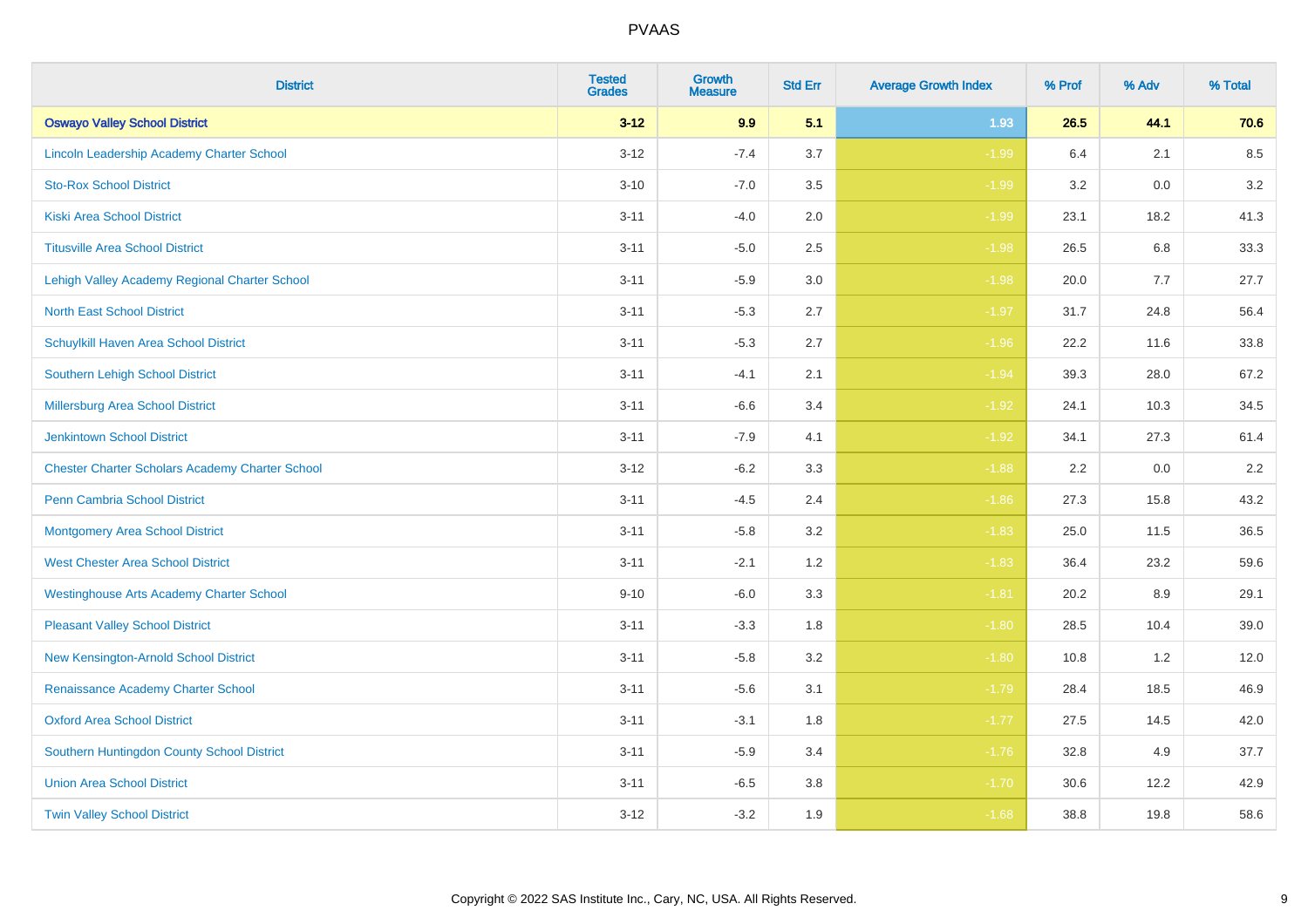| District | Tested Grades | Growth Measure | Std Err | Average Growth Index | % Prof | % Adv | % Total |
|---|---|---|---|---|---|---|---|
| **Oswayo Valley School District** | **3-12** | **9.9** | **5.1** | **1.93** | **26.5** | **44.1** | **70.6** |
| Lincoln Leadership Academy Charter School | 3-12 | -7.4 | 3.7 | -1.99 | 6.4 | 2.1 | 8.5 |
| Sto-Rox School District | 3-10 | -7.0 | 3.5 | -1.99 | 3.2 | 0.0 | 3.2 |
| Kiski Area School District | 3-11 | -4.0 | 2.0 | -1.99 | 23.1 | 18.2 | 41.3 |
| Titusville Area School District | 3-11 | -5.0 | 2.5 | -1.98 | 26.5 | 6.8 | 33.3 |
| Lehigh Valley Academy Regional Charter School | 3-11 | -5.9 | 3.0 | -1.98 | 20.0 | 7.7 | 27.7 |
| North East School District | 3-11 | -5.3 | 2.7 | -1.97 | 31.7 | 24.8 | 56.4 |
| Schuylkill Haven Area School District | 3-11 | -5.3 | 2.7 | -1.96 | 22.2 | 11.6 | 33.8 |
| Southern Lehigh School District | 3-11 | -4.1 | 2.1 | -1.94 | 39.3 | 28.0 | 67.2 |
| Millersburg Area School District | 3-11 | -6.6 | 3.4 | -1.92 | 24.1 | 10.3 | 34.5 |
| Jenkintown School District | 3-11 | -7.9 | 4.1 | -1.92 | 34.1 | 27.3 | 61.4 |
| Chester Charter Scholars Academy Charter School | 3-12 | -6.2 | 3.3 | -1.88 | 2.2 | 0.0 | 2.2 |
| Penn Cambria School District | 3-11 | -4.5 | 2.4 | -1.86 | 27.3 | 15.8 | 43.2 |
| Montgomery Area School District | 3-11 | -5.8 | 3.2 | -1.83 | 25.0 | 11.5 | 36.5 |
| West Chester Area School District | 3-11 | -2.1 | 1.2 | -1.83 | 36.4 | 23.2 | 59.6 |
| Westinghouse Arts Academy Charter School | 9-10 | -6.0 | 3.3 | -1.81 | 20.2 | 8.9 | 29.1 |
| Pleasant Valley School District | 3-11 | -3.3 | 1.8 | -1.80 | 28.5 | 10.4 | 39.0 |
| New Kensington-Arnold School District | 3-11 | -5.8 | 3.2 | -1.80 | 10.8 | 1.2 | 12.0 |
| Renaissance Academy Charter School | 3-11 | -5.6 | 3.1 | -1.79 | 28.4 | 18.5 | 46.9 |
| Oxford Area School District | 3-11 | -3.1 | 1.8 | -1.77 | 27.5 | 14.5 | 42.0 |
| Southern Huntingdon County School District | 3-11 | -5.9 | 3.4 | -1.76 | 32.8 | 4.9 | 37.7 |
| Union Area School District | 3-11 | -6.5 | 3.8 | -1.70 | 30.6 | 12.2 | 42.9 |
| Twin Valley School District | 3-12 | -3.2 | 1.9 | -1.68 | 38.8 | 19.8 | 58.6 |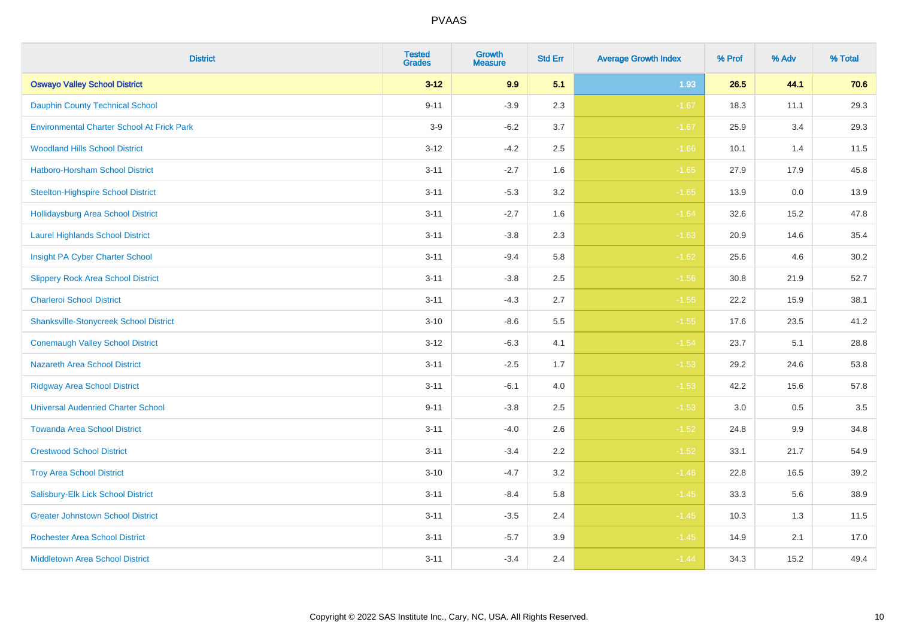# PVAAS

| District | Tested Grades | Growth Measure | Std Err | Average Growth Index | % Prof | % Adv | % Total |
|---|---|---|---|---|---|---|---|
| **Oswayo Valley School District** | **3-12** | **9.9** | **5.1** | **1.93** | **26.5** | **44.1** | **70.6** |
| Dauphin County Technical School | 9-11 | -3.9 | 2.3 | -1.67 | 18.3 | 11.1 | 29.3 |
| Environmental Charter School At Frick Park | 3-9 | -6.2 | 3.7 | -1.67 | 25.9 | 3.4 | 29.3 |
| Woodland Hills School District | 3-12 | -4.2 | 2.5 | -1.66 | 10.1 | 1.4 | 11.5 |
| Hatboro-Horsham School District | 3-11 | -2.7 | 1.6 | -1.65 | 27.9 | 17.9 | 45.8 |
| Steelton-Highspire School District | 3-11 | -5.3 | 3.2 | -1.65 | 13.9 | 0.0 | 13.9 |
| Hollidaysburg Area School District | 3-11 | -2.7 | 1.6 | -1.64 | 32.6 | 15.2 | 47.8 |
| Laurel Highlands School District | 3-11 | -3.8 | 2.3 | -1.63 | 20.9 | 14.6 | 35.4 |
| Insight PA Cyber Charter School | 3-11 | -9.4 | 5.8 | -1.62 | 25.6 | 4.6 | 30.2 |
| Slippery Rock Area School District | 3-11 | -3.8 | 2.5 | -1.56 | 30.8 | 21.9 | 52.7 |
| Charleroi School District | 3-11 | -4.3 | 2.7 | -1.55 | 22.2 | 15.9 | 38.1 |
| Shanksville-Stonycreek School District | 3-10 | -8.6 | 5.5 | -1.55 | 17.6 | 23.5 | 41.2 |
| Conemaugh Valley School District | 3-12 | -6.3 | 4.1 | -1.54 | 23.7 | 5.1 | 28.8 |
| Nazareth Area School District | 3-11 | -2.5 | 1.7 | -1.53 | 29.2 | 24.6 | 53.8 |
| Ridgway Area School District | 3-11 | -6.1 | 4.0 | -1.53 | 42.2 | 15.6 | 57.8 |
| Universal Audenried Charter School | 9-11 | -3.8 | 2.5 | -1.53 | 3.0 | 0.5 | 3.5 |
| Towanda Area School District | 3-11 | -4.0 | 2.6 | -1.52 | 24.8 | 9.9 | 34.8 |
| Crestwood School District | 3-11 | -3.4 | 2.2 | -1.52 | 33.1 | 21.7 | 54.9 |
| Troy Area School District | 3-10 | -4.7 | 3.2 | -1.46 | 22.8 | 16.5 | 39.2 |
| Salisbury-Elk Lick School District | 3-11 | -8.4 | 5.8 | -1.45 | 33.3 | 5.6 | 38.9 |
| Greater Johnstown School District | 3-11 | -3.5 | 2.4 | -1.45 | 10.3 | 1.3 | 11.5 |
| Rochester Area School District | 3-11 | -5.7 | 3.9 | -1.45 | 14.9 | 2.1 | 17.0 |
| Middletown Area School District | 3-11 | -3.4 | 2.4 | -1.44 | 34.3 | 15.2 | 49.4 |

Copyright © 2022 SAS Institute Inc., Cary, NC, USA. All Rights Reserved.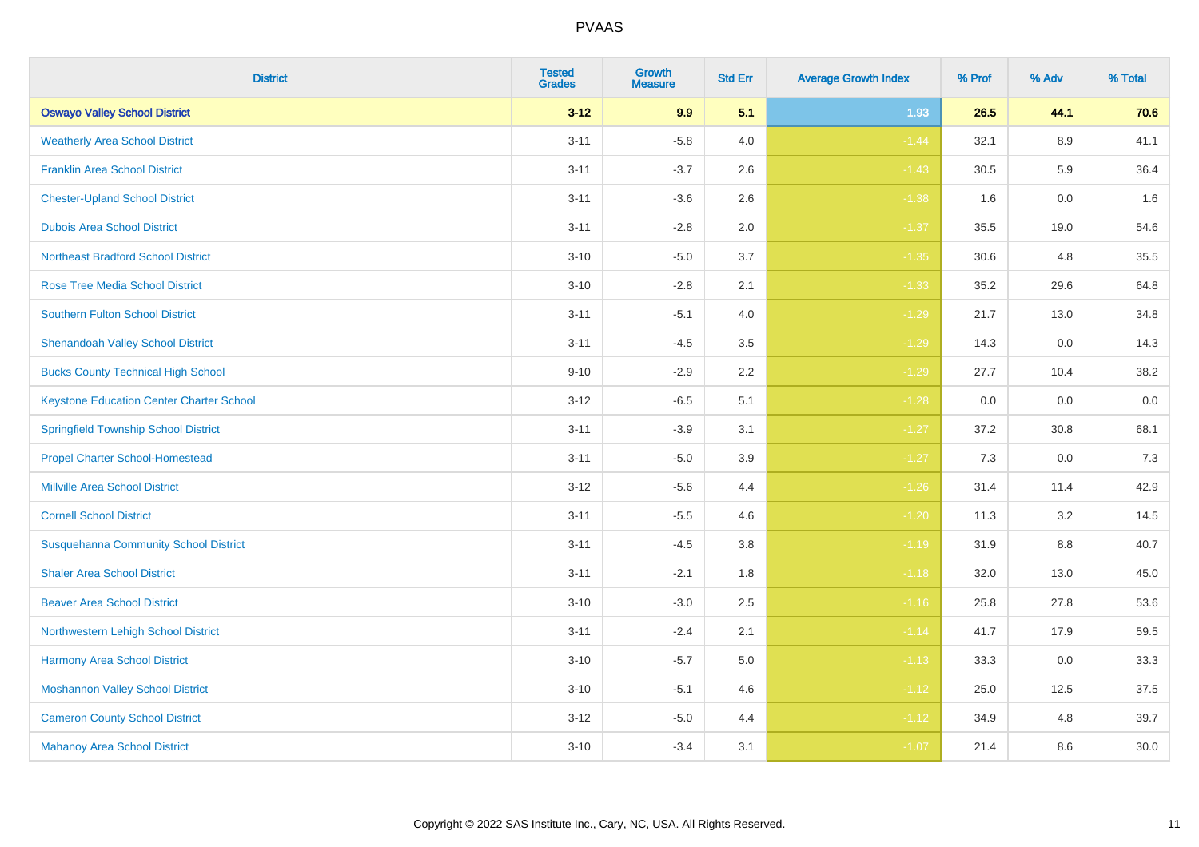| District | Tested Grades | Growth Measure | Std Err | Average Growth Index | % Prof | % Adv | % Total |
|---|---|---|---|---|---|---|---|
| **Oswayo Valley School District** | **3-12** | **9.9** | **5.1** | **1.93** | **26.5** | **44.1** | **70.6** |
| Weatherly Area School District | 3-11 | -5.8 | 4.0 | -1.44 | 32.1 | 8.9 | 41.1 |
| Franklin Area School District | 3-11 | -3.7 | 2.6 | -1.43 | 30.5 | 5.9 | 36.4 |
| Chester-Upland School District | 3-11 | -3.6 | 2.6 | -1.38 | 1.6 | 0.0 | 1.6 |
| Dubois Area School District | 3-11 | -2.8 | 2.0 | -1.37 | 35.5 | 19.0 | 54.6 |
| Northeast Bradford School District | 3-10 | -5.0 | 3.7 | -1.35 | 30.6 | 4.8 | 35.5 |
| Rose Tree Media School District | 3-10 | -2.8 | 2.1 | -1.33 | 35.2 | 29.6 | 64.8 |
| Southern Fulton School District | 3-11 | -5.1 | 4.0 | -1.29 | 21.7 | 13.0 | 34.8 |
| Shenandoah Valley School District | 3-11 | -4.5 | 3.5 | -1.29 | 14.3 | 0.0 | 14.3 |
| Bucks County Technical High School | 9-10 | -2.9 | 2.2 | -1.29 | 27.7 | 10.4 | 38.2 |
| Keystone Education Center Charter School | 3-12 | -6.5 | 5.1 | -1.28 | 0.0 | 0.0 | 0.0 |
| Springfield Township School District | 3-11 | -3.9 | 3.1 | -1.27 | 37.2 | 30.8 | 68.1 |
| Propel Charter School-Homestead | 3-11 | -5.0 | 3.9 | -1.27 | 7.3 | 0.0 | 7.3 |
| Millville Area School District | 3-12 | -5.6 | 4.4 | -1.26 | 31.4 | 11.4 | 42.9 |
| Cornell School District | 3-11 | -5.5 | 4.6 | -1.20 | 11.3 | 3.2 | 14.5 |
| Susquehanna Community School District | 3-11 | -4.5 | 3.8 | -1.19 | 31.9 | 8.8 | 40.7 |
| Shaler Area School District | 3-11 | -2.1 | 1.8 | -1.18 | 32.0 | 13.0 | 45.0 |
| Beaver Area School District | 3-10 | -3.0 | 2.5 | -1.16 | 25.8 | 27.8 | 53.6 |
| Northwestern Lehigh School District | 3-11 | -2.4 | 2.1 | -1.14 | 41.7 | 17.9 | 59.5 |
| Harmony Area School District | 3-10 | -5.7 | 5.0 | -1.13 | 33.3 | 0.0 | 33.3 |
| Moshannon Valley School District | 3-10 | -5.1 | 4.6 | -1.12 | 25.0 | 12.5 | 37.5 |
| Cameron County School District | 3-12 | -5.0 | 4.4 | -1.12 | 34.9 | 4.8 | 39.7 |
| Mahanoy Area School District | 3-10 | -3.4 | 3.1 | -1.07 | 21.4 | 8.6 | 30.0 |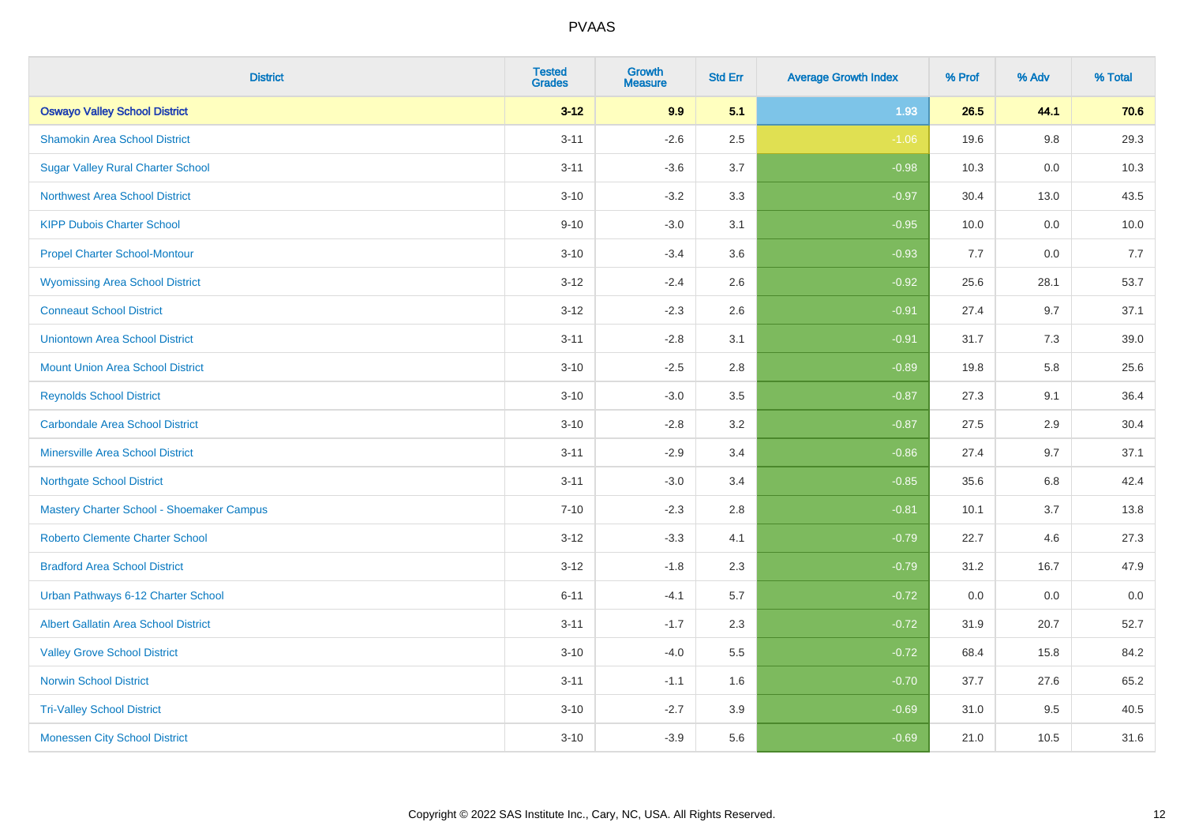| District | Tested Grades | Growth Measure | Std Err | Average Growth Index | % Prof | % Adv | % Total |
|---|---|---|---|---|---|---|---|
| **Oswayo Valley School District** | **3-12** | **9.9** | **5.1** | **1.93** | **26.5** | **44.1** | **70.6** |
| Shamokin Area School District | 3-11 | -2.6 | 2.5 | -1.06 | 19.6 | 9.8 | 29.3 |
| Sugar Valley Rural Charter School | 3-11 | -3.6 | 3.7 | -0.98 | 10.3 | 0.0 | 10.3 |
| Northwest Area School District | 3-10 | -3.2 | 3.3 | -0.97 | 30.4 | 13.0 | 43.5 |
| KIPP Dubois Charter School | 9-10 | -3.0 | 3.1 | -0.95 | 10.0 | 0.0 | 10.0 |
| Propel Charter School-Montour | 3-10 | -3.4 | 3.6 | -0.93 | 7.7 | 0.0 | 7.7 |
| Wyomissing Area School District | 3-12 | -2.4 | 2.6 | -0.92 | 25.6 | 28.1 | 53.7 |
| Conneaut School District | 3-12 | -2.3 | 2.6 | -0.91 | 27.4 | 9.7 | 37.1 |
| Uniontown Area School District | 3-11 | -2.8 | 3.1 | -0.91 | 31.7 | 7.3 | 39.0 |
| Mount Union Area School District | 3-10 | -2.5 | 2.8 | -0.89 | 19.8 | 5.8 | 25.6 |
| Reynolds School District | 3-10 | -3.0 | 3.5 | -0.87 | 27.3 | 9.1 | 36.4 |
| Carbondale Area School District | 3-10 | -2.8 | 3.2 | -0.87 | 27.5 | 2.9 | 30.4 |
| Minersville Area School District | 3-11 | -2.9 | 3.4 | -0.86 | 27.4 | 9.7 | 37.1 |
| Northgate School District | 3-11 | -3.0 | 3.4 | -0.85 | 35.6 | 6.8 | 42.4 |
| Mastery Charter School - Shoemaker Campus | 7-10 | -2.3 | 2.8 | -0.81 | 10.1 | 3.7 | 13.8 |
| Roberto Clemente Charter School | 3-12 | -3.3 | 4.1 | -0.79 | 22.7 | 4.6 | 27.3 |
| Bradford Area School District | 3-12 | -1.8 | 2.3 | -0.79 | 31.2 | 16.7 | 47.9 |
| Urban Pathways 6-12 Charter School | 6-11 | -4.1 | 5.7 | -0.72 | 0.0 | 0.0 | 0.0 |
| Albert Gallatin Area School District | 3-11 | -1.7 | 2.3 | -0.72 | 31.9 | 20.7 | 52.7 |
| Valley Grove School District | 3-10 | -4.0 | 5.5 | -0.72 | 68.4 | 15.8 | 84.2 |
| Norwin School District | 3-11 | -1.1 | 1.6 | -0.70 | 37.7 | 27.6 | 65.2 |
| Tri-Valley School District | 3-10 | -2.7 | 3.9 | -0.69 | 31.0 | 9.5 | 40.5 |
| Monessen City School District | 3-10 | -3.9 | 5.6 | -0.69 | 21.0 | 10.5 | 31.6 |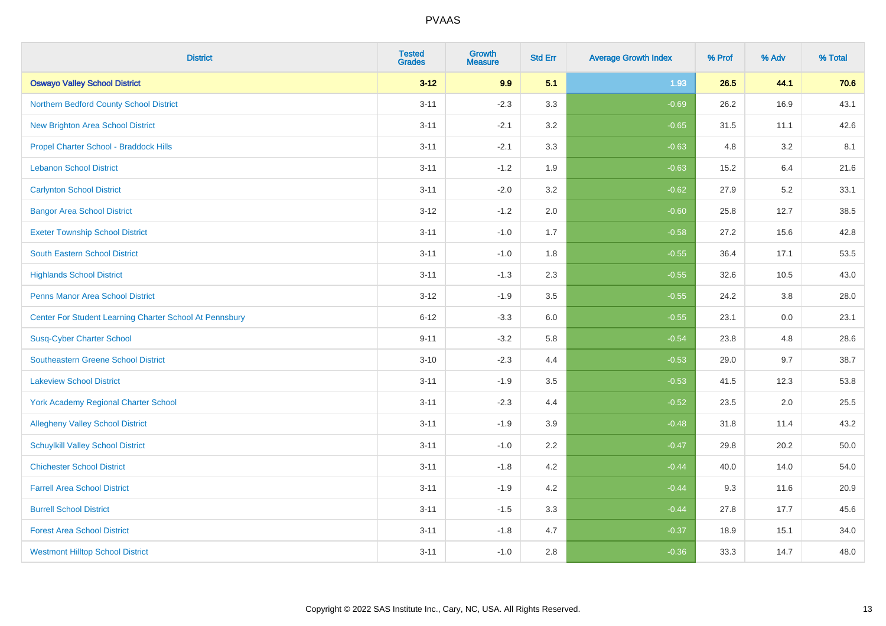| District | Tested Grades | Growth Measure | Std Err | Average Growth Index | % Prof | % Adv | % Total |
|---|---|---|---|---|---|---|---|
| **Oswayo Valley School District** | **3-12** | **9.9** | **5.1** | **1.93** | **26.5** | **44.1** | **70.6** |
| Northern Bedford County School District | 3-11 | -2.3 | 3.3 | -0.69 | 26.2 | 16.9 | 43.1 |
| New Brighton Area School District | 3-11 | -2.1 | 3.2 | -0.65 | 31.5 | 11.1 | 42.6 |
| Propel Charter School - Braddock Hills | 3-11 | -2.1 | 3.3 | -0.63 | 4.8 | 3.2 | 8.1 |
| Lebanon School District | 3-11 | -1.2 | 1.9 | -0.63 | 15.2 | 6.4 | 21.6 |
| Carlynton School District | 3-11 | -2.0 | 3.2 | -0.62 | 27.9 | 5.2 | 33.1 |
| Bangor Area School District | 3-12 | -1.2 | 2.0 | -0.60 | 25.8 | 12.7 | 38.5 |
| Exeter Township School District | 3-11 | -1.0 | 1.7 | -0.58 | 27.2 | 15.6 | 42.8 |
| South Eastern School District | 3-11 | -1.0 | 1.8 | -0.55 | 36.4 | 17.1 | 53.5 |
| Highlands School District | 3-11 | -1.3 | 2.3 | -0.55 | 32.6 | 10.5 | 43.0 |
| Penns Manor Area School District | 3-12 | -1.9 | 3.5 | -0.55 | 24.2 | 3.8 | 28.0 |
| Center For Student Learning Charter School At Pennsbury | 6-12 | -3.3 | 6.0 | -0.55 | 23.1 | 0.0 | 23.1 |
| Susq-Cyber Charter School | 9-11 | -3.2 | 5.8 | -0.54 | 23.8 | 4.8 | 28.6 |
| Southeastern Greene School District | 3-10 | -2.3 | 4.4 | -0.53 | 29.0 | 9.7 | 38.7 |
| Lakeview School District | 3-11 | -1.9 | 3.5 | -0.53 | 41.5 | 12.3 | 53.8 |
| York Academy Regional Charter School | 3-11 | -2.3 | 4.4 | -0.52 | 23.5 | 2.0 | 25.5 |
| Allegheny Valley School District | 3-11 | -1.9 | 3.9 | -0.48 | 31.8 | 11.4 | 43.2 |
| Schuylkill Valley School District | 3-11 | -1.0 | 2.2 | -0.47 | 29.8 | 20.2 | 50.0 |
| Chichester School District | 3-11 | -1.8 | 4.2 | -0.44 | 40.0 | 14.0 | 54.0 |
| Farrell Area School District | 3-11 | -1.9 | 4.2 | -0.44 | 9.3 | 11.6 | 20.9 |
| Burrell School District | 3-11 | -1.5 | 3.3 | -0.44 | 27.8 | 17.7 | 45.6 |
| Forest Area School District | 3-11 | -1.8 | 4.7 | -0.37 | 18.9 | 15.1 | 34.0 |
| Westmont Hilltop School District | 3-11 | -1.0 | 2.8 | -0.36 | 33.3 | 14.7 | 48.0 |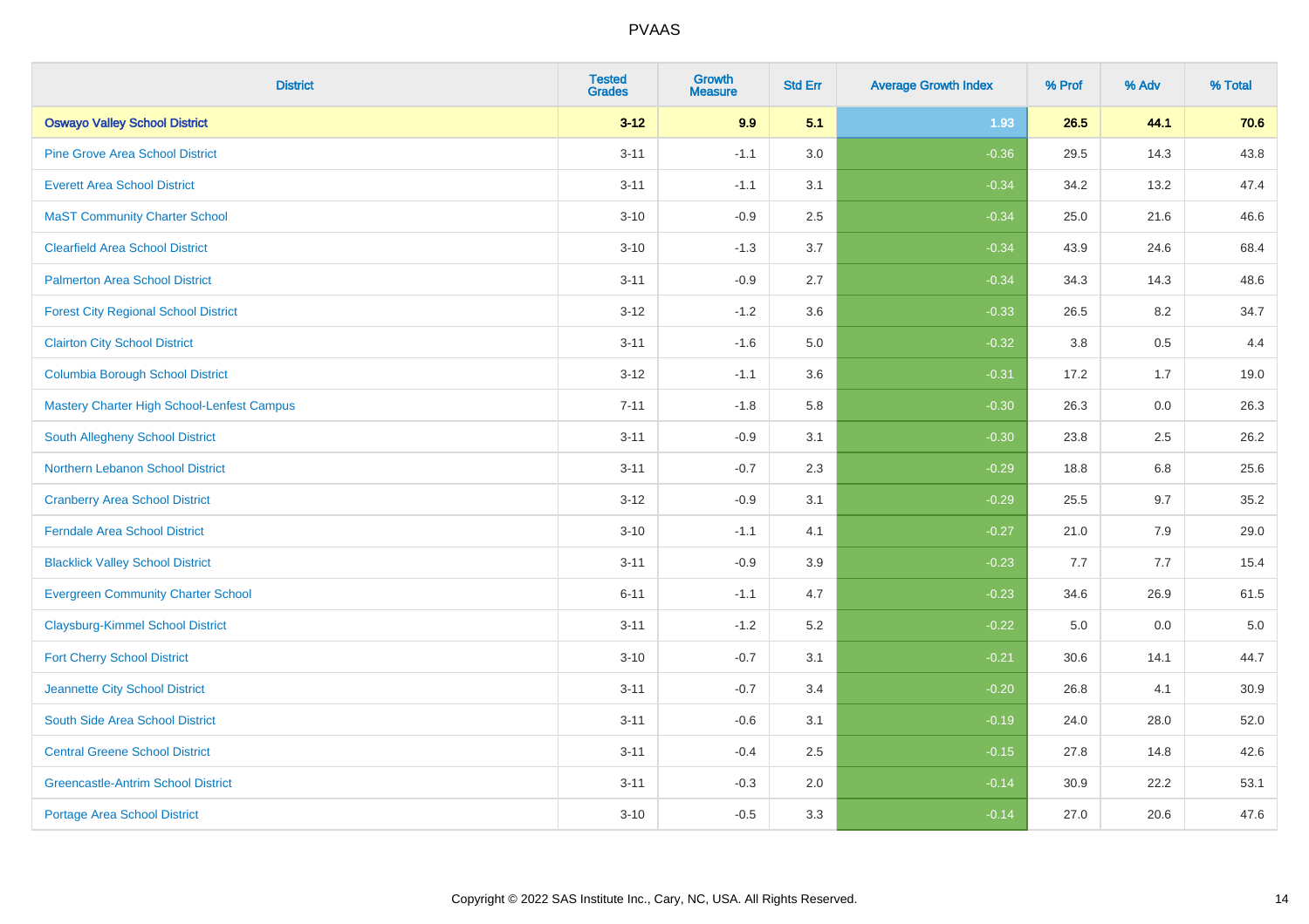| District | Tested Grades | Growth Measure | Std Err | Average Growth Index | % Prof | % Adv | % Total |
|---|---|---|---|---|---|---|---|
| **Oswayo Valley School District** | **3-12** | **9.9** | **5.1** | **1.93** | **26.5** | **44.1** | **70.6** |
| Pine Grove Area School District | 3-11 | -1.1 | 3.0 | -0.36 | 29.5 | 14.3 | 43.8 |
| Everett Area School District | 3-11 | -1.1 | 3.1 | -0.34 | 34.2 | 13.2 | 47.4 |
| MaST Community Charter School | 3-10 | -0.9 | 2.5 | -0.34 | 25.0 | 21.6 | 46.6 |
| Clearfield Area School District | 3-10 | -1.3 | 3.7 | -0.34 | 43.9 | 24.6 | 68.4 |
| Palmerton Area School District | 3-11 | -0.9 | 2.7 | -0.34 | 34.3 | 14.3 | 48.6 |
| Forest City Regional School District | 3-12 | -1.2 | 3.6 | -0.33 | 26.5 | 8.2 | 34.7 |
| Clairton City School District | 3-11 | -1.6 | 5.0 | -0.32 | 3.8 | 0.5 | 4.4 |
| Columbia Borough School District | 3-12 | -1.1 | 3.6 | -0.31 | 17.2 | 1.7 | 19.0 |
| Mastery Charter High School-Lenfest Campus | 7-11 | -1.8 | 5.8 | -0.30 | 26.3 | 0.0 | 26.3 |
| South Allegheny School District | 3-11 | -0.9 | 3.1 | -0.30 | 23.8 | 2.5 | 26.2 |
| Northern Lebanon School District | 3-11 | -0.7 | 2.3 | -0.29 | 18.8 | 6.8 | 25.6 |
| Cranberry Area School District | 3-12 | -0.9 | 3.1 | -0.29 | 25.5 | 9.7 | 35.2 |
| Ferndale Area School District | 3-10 | -1.1 | 4.1 | -0.27 | 21.0 | 7.9 | 29.0 |
| Blacklick Valley School District | 3-11 | -0.9 | 3.9 | -0.23 | 7.7 | 7.7 | 15.4 |
| Evergreen Community Charter School | 6-11 | -1.1 | 4.7 | -0.23 | 34.6 | 26.9 | 61.5 |
| Claysburg-Kimmel School District | 3-11 | -1.2 | 5.2 | -0.22 | 5.0 | 0.0 | 5.0 |
| Fort Cherry School District | 3-10 | -0.7 | 3.1 | -0.21 | 30.6 | 14.1 | 44.7 |
| Jeannette City School District | 3-11 | -0.7 | 3.4 | -0.20 | 26.8 | 4.1 | 30.9 |
| South Side Area School District | 3-11 | -0.6 | 3.1 | -0.19 | 24.0 | 28.0 | 52.0 |
| Central Greene School District | 3-11 | -0.4 | 2.5 | -0.15 | 27.8 | 14.8 | 42.6 |
| Greencastle-Antrim School District | 3-11 | -0.3 | 2.0 | -0.14 | 30.9 | 22.2 | 53.1 |
| Portage Area School District | 3-10 | -0.5 | 3.3 | -0.14 | 27.0 | 20.6 | 47.6 |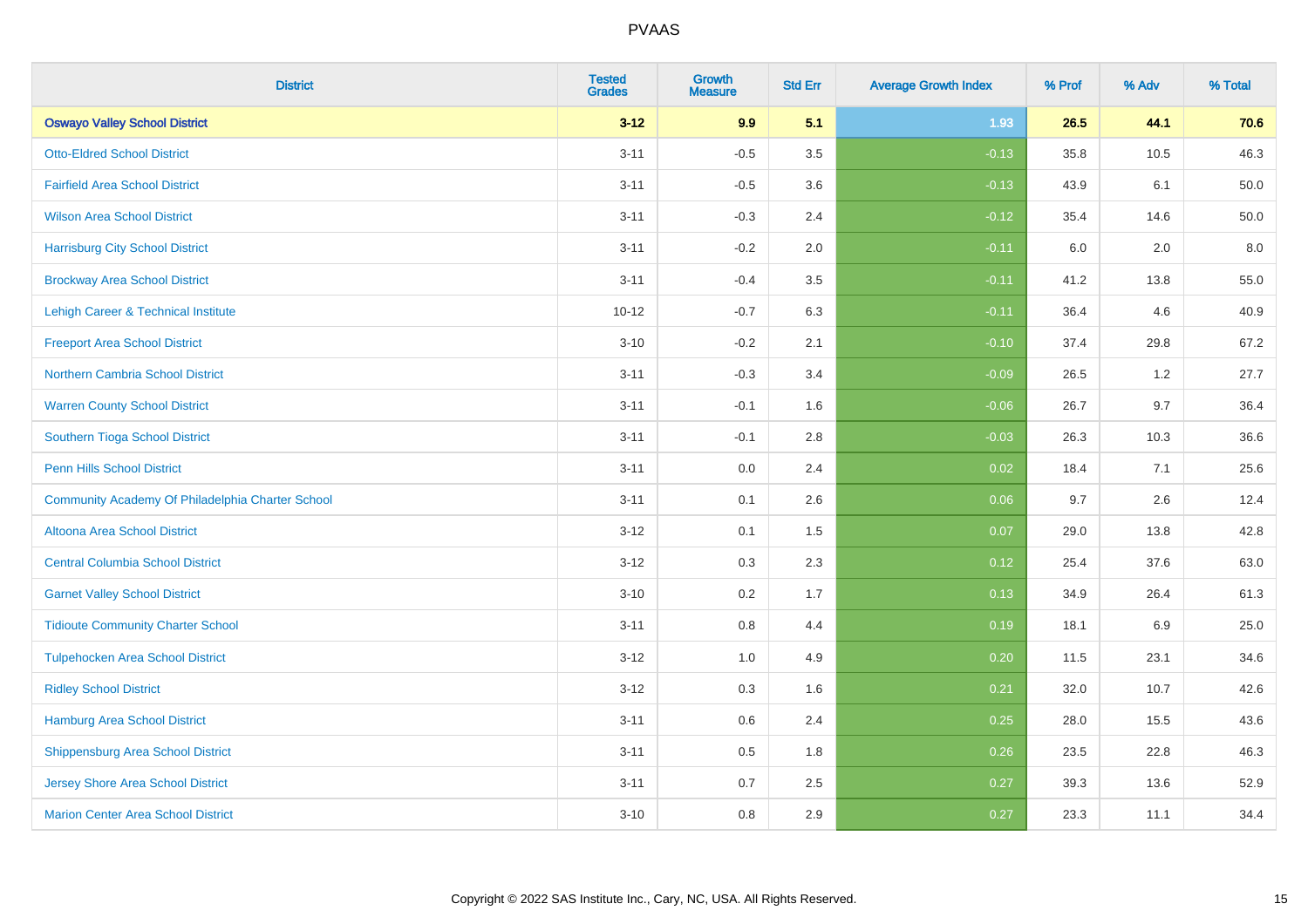| District | Tested Grades | Growth Measure | Std Err | Average Growth Index | % Prof | % Adv | % Total |
|---|---|---|---|---|---|---|---|
| **Oswayo Valley School District** | **3-12** | **9.9** | **5.1** | **1.93** | **26.5** | **44.1** | **70.6** |
| Otto-Eldred School District | 3-11 | -0.5 | 3.5 | -0.13 | 35.8 | 10.5 | 46.3 |
| Fairfield Area School District | 3-11 | -0.5 | 3.6 | -0.13 | 43.9 | 6.1 | 50.0 |
| Wilson Area School District | 3-11 | -0.3 | 2.4 | -0.12 | 35.4 | 14.6 | 50.0 |
| Harrisburg City School District | 3-11 | -0.2 | 2.0 | -0.11 | 6.0 | 2.0 | 8.0 |
| Brockway Area School District | 3-11 | -0.4 | 3.5 | -0.11 | 41.2 | 13.8 | 55.0 |
| Lehigh Career & Technical Institute | 10-12 | -0.7 | 6.3 | -0.11 | 36.4 | 4.6 | 40.9 |
| Freeport Area School District | 3-10 | -0.2 | 2.1 | -0.10 | 37.4 | 29.8 | 67.2 |
| Northern Cambria School District | 3-11 | -0.3 | 3.4 | -0.09 | 26.5 | 1.2 | 27.7 |
| Warren County School District | 3-11 | -0.1 | 1.6 | -0.06 | 26.7 | 9.7 | 36.4 |
| Southern Tioga School District | 3-11 | -0.1 | 2.8 | -0.03 | 26.3 | 10.3 | 36.6 |
| Penn Hills School District | 3-11 | 0.0 | 2.4 | 0.02 | 18.4 | 7.1 | 25.6 |
| Community Academy Of Philadelphia Charter School | 3-11 | 0.1 | 2.6 | 0.06 | 9.7 | 2.6 | 12.4 |
| Altoona Area School District | 3-12 | 0.1 | 1.5 | 0.07 | 29.0 | 13.8 | 42.8 |
| Central Columbia School District | 3-12 | 0.3 | 2.3 | 0.12 | 25.4 | 37.6 | 63.0 |
| Garnet Valley School District | 3-10 | 0.2 | 1.7 | 0.13 | 34.9 | 26.4 | 61.3 |
| Tidioute Community Charter School | 3-11 | 0.8 | 4.4 | 0.19 | 18.1 | 6.9 | 25.0 |
| Tulpehocken Area School District | 3-12 | 1.0 | 4.9 | 0.20 | 11.5 | 23.1 | 34.6 |
| Ridley School District | 3-12 | 0.3 | 1.6 | 0.21 | 32.0 | 10.7 | 42.6 |
| Hamburg Area School District | 3-11 | 0.6 | 2.4 | 0.25 | 28.0 | 15.5 | 43.6 |
| Shippensburg Area School District | 3-11 | 0.5 | 1.8 | 0.26 | 23.5 | 22.8 | 46.3 |
| Jersey Shore Area School District | 3-11 | 0.7 | 2.5 | 0.27 | 39.3 | 13.6 | 52.9 |
| Marion Center Area School District | 3-10 | 0.8 | 2.9 | 0.27 | 23.3 | 11.1 | 34.4 |

Copyright © 2022 SAS Institute Inc., Cary, NC, USA. All Rights Reserved.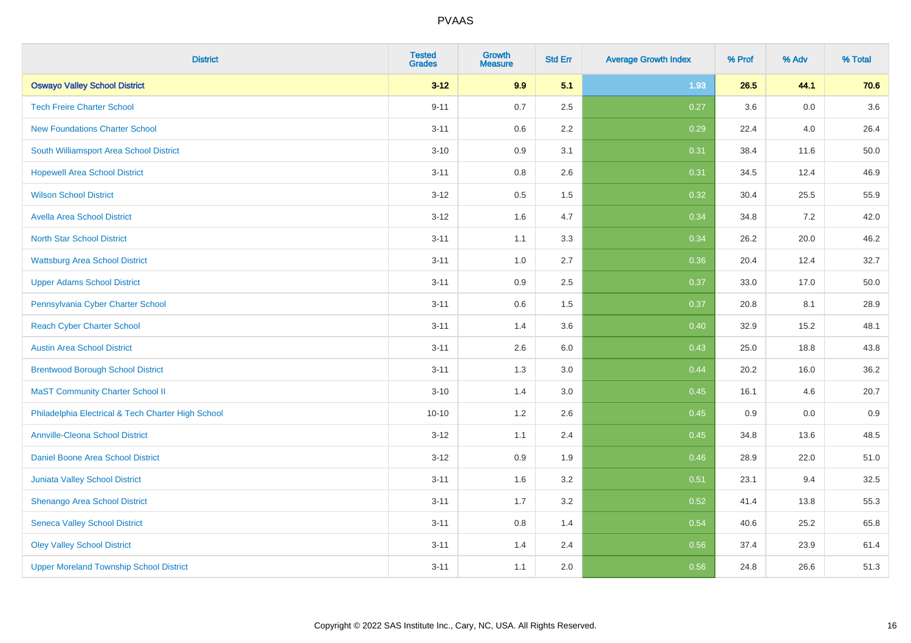| District | Tested Grades | Growth Measure | Std Err | Average Growth Index | % Prof | % Adv | % Total |
|---|---|---|---|---|---|---|---|
| **Oswayo Valley School District** | **3-12** | **9.9** | **5.1** | **1.93** | **26.5** | **44.1** | **70.6** |
| Tech Freire Charter School | 9-11 | 0.7 | 2.5 | 0.27 | 3.6 | 0.0 | 3.6 |
| New Foundations Charter School | 3-11 | 0.6 | 2.2 | 0.29 | 22.4 | 4.0 | 26.4 |
| South Williamsport Area School District | 3-10 | 0.9 | 3.1 | 0.31 | 38.4 | 11.6 | 50.0 |
| Hopewell Area School District | 3-11 | 0.8 | 2.6 | 0.31 | 34.5 | 12.4 | 46.9 |
| Wilson School District | 3-12 | 0.5 | 1.5 | 0.32 | 30.4 | 25.5 | 55.9 |
| Avella Area School District | 3-12 | 1.6 | 4.7 | 0.34 | 34.8 | 7.2 | 42.0 |
| North Star School District | 3-11 | 1.1 | 3.3 | 0.34 | 26.2 | 20.0 | 46.2 |
| Wattsburg Area School District | 3-11 | 1.0 | 2.7 | 0.36 | 20.4 | 12.4 | 32.7 |
| Upper Adams School District | 3-11 | 0.9 | 2.5 | 0.37 | 33.0 | 17.0 | 50.0 |
| Pennsylvania Cyber Charter School | 3-11 | 0.6 | 1.5 | 0.37 | 20.8 | 8.1 | 28.9 |
| Reach Cyber Charter School | 3-11 | 1.4 | 3.6 | 0.40 | 32.9 | 15.2 | 48.1 |
| Austin Area School District | 3-11 | 2.6 | 6.0 | 0.43 | 25.0 | 18.8 | 43.8 |
| Brentwood Borough School District | 3-11 | 1.3 | 3.0 | 0.44 | 20.2 | 16.0 | 36.2 |
| MaST Community Charter School II | 3-10 | 1.4 | 3.0 | 0.45 | 16.1 | 4.6 | 20.7 |
| Philadelphia Electrical & Tech Charter High School | 10-10 | 1.2 | 2.6 | 0.45 | 0.9 | 0.0 | 0.9 |
| Annville-Cleona School District | 3-12 | 1.1 | 2.4 | 0.45 | 34.8 | 13.6 | 48.5 |
| Daniel Boone Area School District | 3-12 | 0.9 | 1.9 | 0.46 | 28.9 | 22.0 | 51.0 |
| Juniata Valley School District | 3-11 | 1.6 | 3.2 | 0.51 | 23.1 | 9.4 | 32.5 |
| Shenango Area School District | 3-11 | 1.7 | 3.2 | 0.52 | 41.4 | 13.8 | 55.3 |
| Seneca Valley School District | 3-11 | 0.8 | 1.4 | 0.54 | 40.6 | 25.2 | 65.8 |
| Oley Valley School District | 3-11 | 1.4 | 2.4 | 0.56 | 37.4 | 23.9 | 61.4 |
| Upper Moreland Township School District | 3-11 | 1.1 | 2.0 | 0.56 | 24.8 | 26.6 | 51.3 |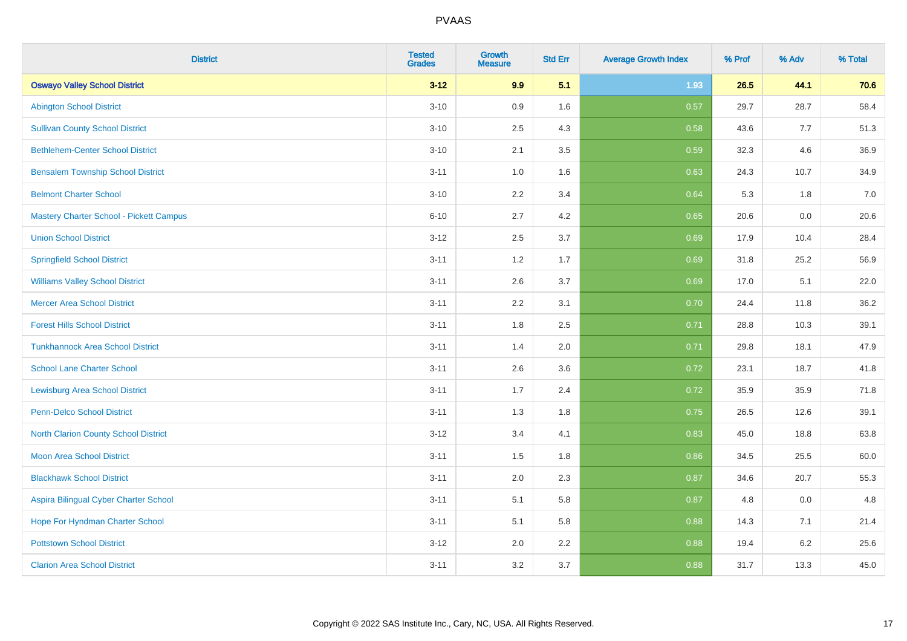| District | Tested Grades | Growth Measure | Std Err | Average Growth Index | % Prof | % Adv | % Total |
|---|---|---|---|---|---|---|---|
| **Oswayo Valley School District** | **3-12** | **9.9** | **5.1** | **1.93** | **26.5** | **44.1** | **70.6** |
| Abington School District | 3-10 | 0.9 | 1.6 | 0.57 | 29.7 | 28.7 | 58.4 |
| Sullivan County School District | 3-10 | 2.5 | 4.3 | 0.58 | 43.6 | 7.7 | 51.3 |
| Bethlehem-Center School District | 3-10 | 2.1 | 3.5 | 0.59 | 32.3 | 4.6 | 36.9 |
| Bensalem Township School District | 3-11 | 1.0 | 1.6 | 0.63 | 24.3 | 10.7 | 34.9 |
| Belmont Charter School | 3-10 | 2.2 | 3.4 | 0.64 | 5.3 | 1.8 | 7.0 |
| Mastery Charter School - Pickett Campus | 6-10 | 2.7 | 4.2 | 0.65 | 20.6 | 0.0 | 20.6 |
| Union School District | 3-12 | 2.5 | 3.7 | 0.69 | 17.9 | 10.4 | 28.4 |
| Springfield School District | 3-11 | 1.2 | 1.7 | 0.69 | 31.8 | 25.2 | 56.9 |
| Williams Valley School District | 3-11 | 2.6 | 3.7 | 0.69 | 17.0 | 5.1 | 22.0 |
| Mercer Area School District | 3-11 | 2.2 | 3.1 | 0.70 | 24.4 | 11.8 | 36.2 |
| Forest Hills School District | 3-11 | 1.8 | 2.5 | 0.71 | 28.8 | 10.3 | 39.1 |
| Tunkhannock Area School District | 3-11 | 1.4 | 2.0 | 0.71 | 29.8 | 18.1 | 47.9 |
| School Lane Charter School | 3-11 | 2.6 | 3.6 | 0.72 | 23.1 | 18.7 | 41.8 |
| Lewisburg Area School District | 3-11 | 1.7 | 2.4 | 0.72 | 35.9 | 35.9 | 71.8 |
| Penn-Delco School District | 3-11 | 1.3 | 1.8 | 0.75 | 26.5 | 12.6 | 39.1 |
| North Clarion County School District | 3-12 | 3.4 | 4.1 | 0.83 | 45.0 | 18.8 | 63.8 |
| Moon Area School District | 3-11 | 1.5 | 1.8 | 0.86 | 34.5 | 25.5 | 60.0 |
| Blackhawk School District | 3-11 | 2.0 | 2.3 | 0.87 | 34.6 | 20.7 | 55.3 |
| Aspira Bilingual Cyber Charter School | 3-11 | 5.1 | 5.8 | 0.87 | 4.8 | 0.0 | 4.8 |
| Hope For Hyndman Charter School | 3-11 | 5.1 | 5.8 | 0.88 | 14.3 | 7.1 | 21.4 |
| Pottstown School District | 3-12 | 2.0 | 2.2 | 0.88 | 19.4 | 6.2 | 25.6 |
| Clarion Area School District | 3-11 | 3.2 | 3.7 | 0.88 | 31.7 | 13.3 | 45.0 |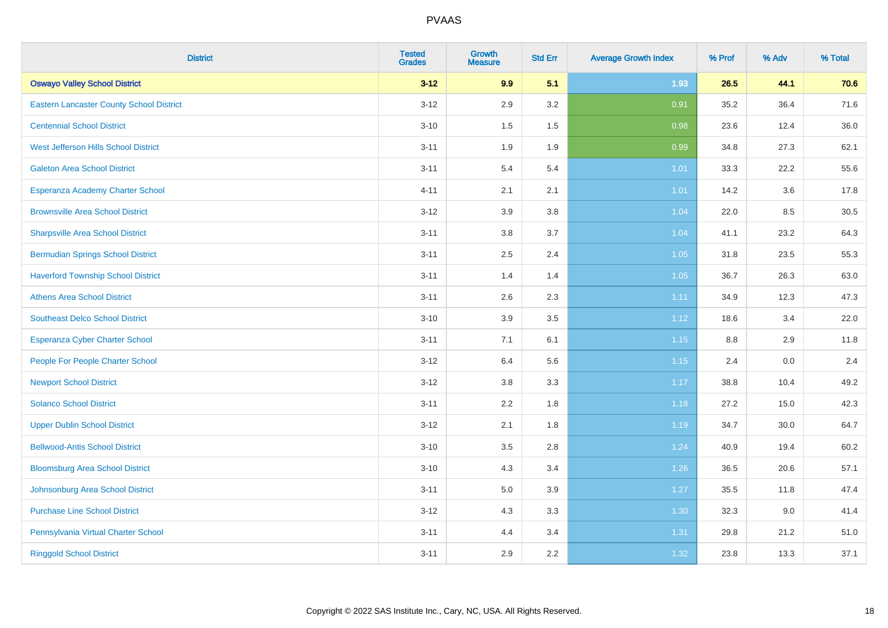# PVAAS

| District | Tested Grades | Growth Measure | Std Err | Average Growth Index | % Prof | % Adv | % Total |
|---|---|---|---|---|---|---|---|
| **Oswayo Valley School District** | **3-12** | **9.9** | **5.1** | **1.93** | **26.5** | **44.1** | **70.6** |
| Eastern Lancaster County School District | 3-12 | 2.9 | 3.2 | 0.91 | 35.2 | 36.4 | 71.6 |
| Centennial School District | 3-10 | 1.5 | 1.5 | 0.98 | 23.6 | 12.4 | 36.0 |
| West Jefferson Hills School District | 3-11 | 1.9 | 1.9 | 0.99 | 34.8 | 27.3 | 62.1 |
| Galeton Area School District | 3-11 | 5.4 | 5.4 | 1.01 | 33.3 | 22.2 | 55.6 |
| Esperanza Academy Charter School | 4-11 | 2.1 | 2.1 | 1.01 | 14.2 | 3.6 | 17.8 |
| Brownsville Area School District | 3-12 | 3.9 | 3.8 | 1.04 | 22.0 | 8.5 | 30.5 |
| Sharpsville Area School District | 3-11 | 3.8 | 3.7 | 1.04 | 41.1 | 23.2 | 64.3 |
| Bermudian Springs School District | 3-11 | 2.5 | 2.4 | 1.05 | 31.8 | 23.5 | 55.3 |
| Haverford Township School District | 3-11 | 1.4 | 1.4 | 1.05 | 36.7 | 26.3 | 63.0 |
| Athens Area School District | 3-11 | 2.6 | 2.3 | 1.11 | 34.9 | 12.3 | 47.3 |
| Southeast Delco School District | 3-10 | 3.9 | 3.5 | 1.12 | 18.6 | 3.4 | 22.0 |
| Esperanza Cyber Charter School | 3-11 | 7.1 | 6.1 | 1.15 | 8.8 | 2.9 | 11.8 |
| People For People Charter School | 3-12 | 6.4 | 5.6 | 1.15 | 2.4 | 0.0 | 2.4 |
| Newport School District | 3-12 | 3.8 | 3.3 | 1.17 | 38.8 | 10.4 | 49.2 |
| Solanco School District | 3-11 | 2.2 | 1.8 | 1.18 | 27.2 | 15.0 | 42.3 |
| Upper Dublin School District | 3-12 | 2.1 | 1.8 | 1.19 | 34.7 | 30.0 | 64.7 |
| Bellwood-Antis School District | 3-10 | 3.5 | 2.8 | 1.24 | 40.9 | 19.4 | 60.2 |
| Bloomsburg Area School District | 3-10 | 4.3 | 3.4 | 1.26 | 36.5 | 20.6 | 57.1 |
| Johnsonburg Area School District | 3-11 | 5.0 | 3.9 | 1.27 | 35.5 | 11.8 | 47.4 |
| Purchase Line School District | 3-12 | 4.3 | 3.3 | 1.30 | 32.3 | 9.0 | 41.4 |
| Pennsylvania Virtual Charter School | 3-11 | 4.4 | 3.4 | 1.31 | 29.8 | 21.2 | 51.0 |
| Ringgold School District | 3-11 | 2.9 | 2.2 | 1.32 | 23.8 | 13.3 | 37.1 |

Copyright © 2022 SAS Institute Inc., Cary, NC, USA. All Rights Reserved.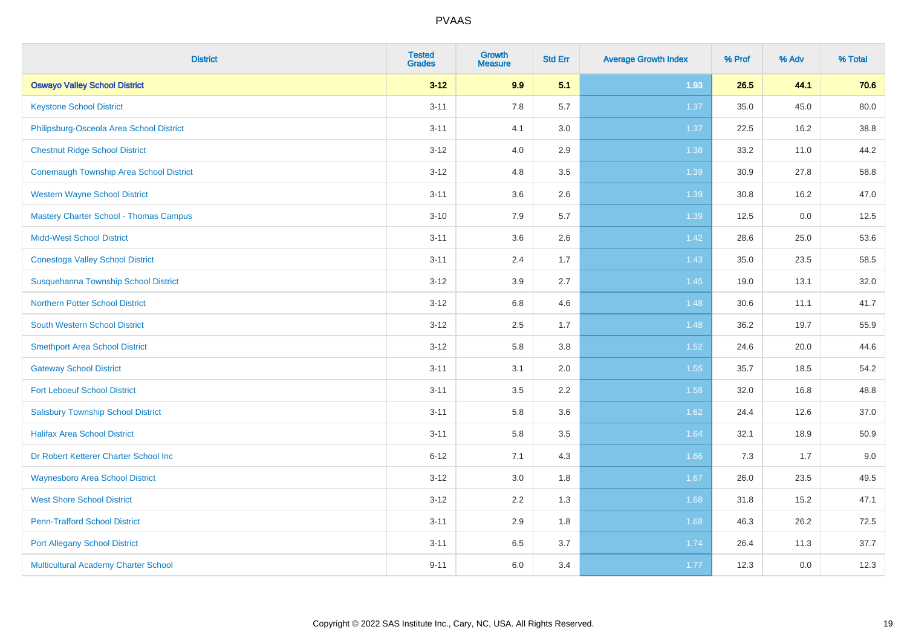| District | Tested Grades | Growth Measure | Std Err | Average Growth Index | % Prof | % Adv | % Total |
|---|---|---|---|---|---|---|---|
| **Oswayo Valley School District** | **3-12** | **9.9** | **5.1** | **1.93** | **26.5** | **44.1** | **70.6** |
| Keystone School District | 3-11 | 7.8 | 5.7 | 1.37 | 35.0 | 45.0 | 80.0 |
| Philipsburg-Osceola Area School District | 3-11 | 4.1 | 3.0 | 1.37 | 22.5 | 16.2 | 38.8 |
| Chestnut Ridge School District | 3-12 | 4.0 | 2.9 | 1.38 | 33.2 | 11.0 | 44.2 |
| Conemaugh Township Area School District | 3-12 | 4.8 | 3.5 | 1.39 | 30.9 | 27.8 | 58.8 |
| Western Wayne School District | 3-11 | 3.6 | 2.6 | 1.39 | 30.8 | 16.2 | 47.0 |
| Mastery Charter School - Thomas Campus | 3-10 | 7.9 | 5.7 | 1.39 | 12.5 | 0.0 | 12.5 |
| Midd-West School District | 3-11 | 3.6 | 2.6 | 1.42 | 28.6 | 25.0 | 53.6 |
| Conestoga Valley School District | 3-11 | 2.4 | 1.7 | 1.43 | 35.0 | 23.5 | 58.5 |
| Susquehanna Township School District | 3-12 | 3.9 | 2.7 | 1.45 | 19.0 | 13.1 | 32.0 |
| Northern Potter School District | 3-12 | 6.8 | 4.6 | 1.48 | 30.6 | 11.1 | 41.7 |
| South Western School District | 3-12 | 2.5 | 1.7 | 1.48 | 36.2 | 19.7 | 55.9 |
| Smethport Area School District | 3-12 | 5.8 | 3.8 | 1.52 | 24.6 | 20.0 | 44.6 |
| Gateway School District | 3-11 | 3.1 | 2.0 | 1.55 | 35.7 | 18.5 | 54.2 |
| Fort Leboeuf School District | 3-11 | 3.5 | 2.2 | 1.58 | 32.0 | 16.8 | 48.8 |
| Salisbury Township School District | 3-11 | 5.8 | 3.6 | 1.62 | 24.4 | 12.6 | 37.0 |
| Halifax Area School District | 3-11 | 5.8 | 3.5 | 1.64 | 32.1 | 18.9 | 50.9 |
| Dr Robert Ketterer Charter School Inc | 6-12 | 7.1 | 4.3 | 1.66 | 7.3 | 1.7 | 9.0 |
| Waynesboro Area School District | 3-12 | 3.0 | 1.8 | 1.67 | 26.0 | 23.5 | 49.5 |
| West Shore School District | 3-12 | 2.2 | 1.3 | 1.68 | 31.8 | 15.2 | 47.1 |
| Penn-Trafford School District | 3-11 | 2.9 | 1.8 | 1.68 | 46.3 | 26.2 | 72.5 |
| Port Allegany School District | 3-11 | 6.5 | 3.7 | 1.74 | 26.4 | 11.3 | 37.7 |
| Multicultural Academy Charter School | 9-11 | 6.0 | 3.4 | 1.77 | 12.3 | 0.0 | 12.3 |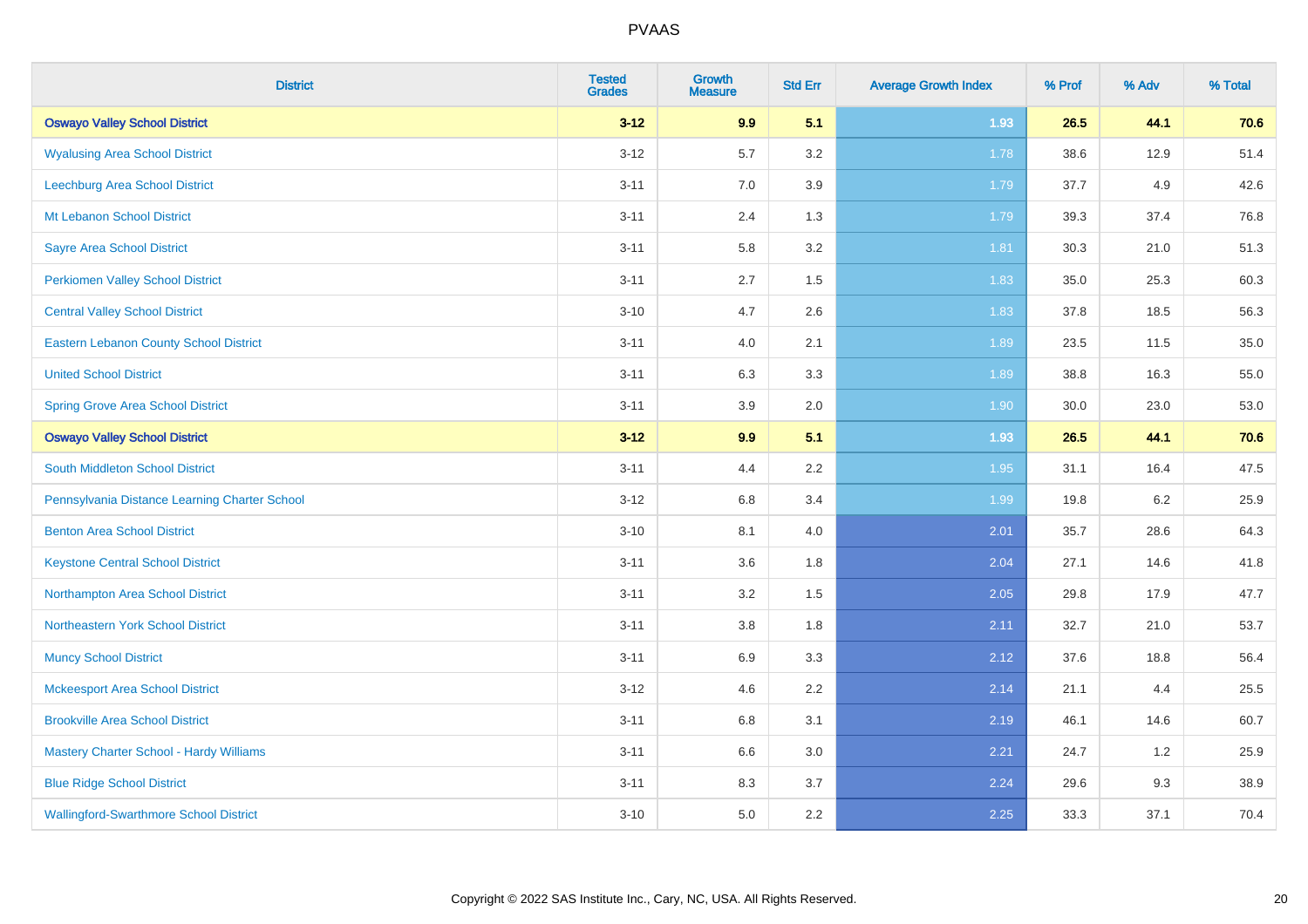| District | Tested Grades | Growth Measure | Std Err | Average Growth Index | % Prof | % Adv | % Total |
|---|---|---|---|---|---|---|---|
| **Oswayo Valley School District** | **3-12** | **9.9** | **5.1** | **1.93** | **26.5** | **44.1** | **70.6** |
| Wyalusing Area School District | 3-12 | 5.7 | 3.2 | 1.78 | 38.6 | 12.9 | 51.4 |
| Leechburg Area School District | 3-11 | 7.0 | 3.9 | 1.79 | 37.7 | 4.9 | 42.6 |
| Mt Lebanon School District | 3-11 | 2.4 | 1.3 | 1.79 | 39.3 | 37.4 | 76.8 |
| Sayre Area School District | 3-11 | 5.8 | 3.2 | 1.81 | 30.3 | 21.0 | 51.3 |
| Perkiomen Valley School District | 3-11 | 2.7 | 1.5 | 1.83 | 35.0 | 25.3 | 60.3 |
| Central Valley School District | 3-10 | 4.7 | 2.6 | 1.83 | 37.8 | 18.5 | 56.3 |
| Eastern Lebanon County School District | 3-11 | 4.0 | 2.1 | 1.89 | 23.5 | 11.5 | 35.0 |
| United School District | 3-11 | 6.3 | 3.3 | 1.89 | 38.8 | 16.3 | 55.0 |
| Spring Grove Area School District | 3-11 | 3.9 | 2.0 | 1.90 | 30.0 | 23.0 | 53.0 |
| **Oswayo Valley School District** | **3-12** | **9.9** | **5.1** | **1.93** | **26.5** | **44.1** | **70.6** |
| South Middleton School District | 3-11 | 4.4 | 2.2 | 1.95 | 31.1 | 16.4 | 47.5 |
| Pennsylvania Distance Learning Charter School | 3-12 | 6.8 | 3.4 | 1.99 | 19.8 | 6.2 | 25.9 |
| Benton Area School District | 3-10 | 8.1 | 4.0 | 2.01 | 35.7 | 28.6 | 64.3 |
| Keystone Central School District | 3-11 | 3.6 | 1.8 | 2.04 | 27.1 | 14.6 | 41.8 |
| Northampton Area School District | 3-11 | 3.2 | 1.5 | 2.05 | 29.8 | 17.9 | 47.7 |
| Northeastern York School District | 3-11 | 3.8 | 1.8 | 2.11 | 32.7 | 21.0 | 53.7 |
| Muncy School District | 3-11 | 6.9 | 3.3 | 2.12 | 37.6 | 18.8 | 56.4 |
| Mckeesport Area School District | 3-12 | 4.6 | 2.2 | 2.14 | 21.1 | 4.4 | 25.5 |
| Brookville Area School District | 3-11 | 6.8 | 3.1 | 2.19 | 46.1 | 14.6 | 60.7 |
| Mastery Charter School - Hardy Williams | 3-11 | 6.6 | 3.0 | 2.21 | 24.7 | 1.2 | 25.9 |
| Blue Ridge School District | 3-11 | 8.3 | 3.7 | 2.24 | 29.6 | 9.3 | 38.9 |
| Wallingford-Swarthmore School District | 3-10 | 5.0 | 2.2 | 2.25 | 33.3 | 37.1 | 70.4 |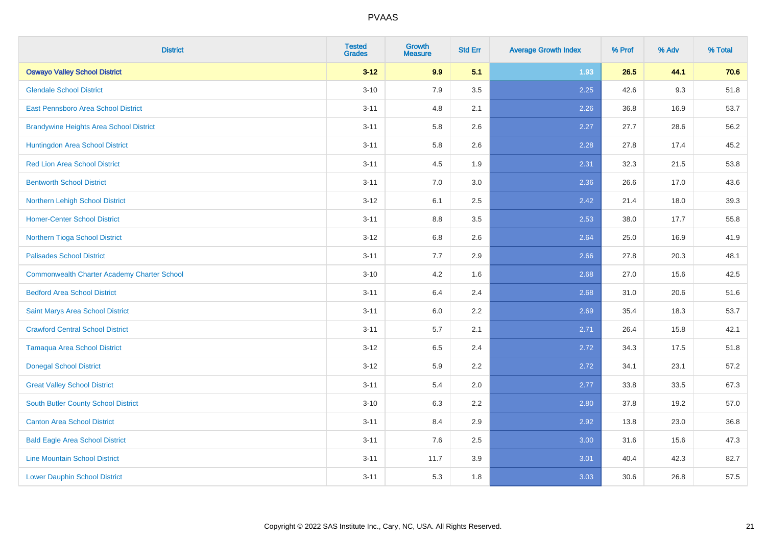| District | Tested Grades | Growth Measure | Std Err | Average Growth Index | % Prof | % Adv | % Total |
|---|---|---|---|---|---|---|---|
| **Oswayo Valley School District** | **3-12** | **9.9** | **5.1** | **1.93** | **26.5** | **44.1** | **70.6** |
| Glendale School District | 3-10 | 7.9 | 3.5 | 2.25 | 42.6 | 9.3 | 51.8 |
| East Pennsboro Area School District | 3-11 | 4.8 | 2.1 | 2.26 | 36.8 | 16.9 | 53.7 |
| Brandywine Heights Area School District | 3-11 | 5.8 | 2.6 | 2.27 | 27.7 | 28.6 | 56.2 |
| Huntingdon Area School District | 3-11 | 5.8 | 2.6 | 2.28 | 27.8 | 17.4 | 45.2 |
| Red Lion Area School District | 3-11 | 4.5 | 1.9 | 2.31 | 32.3 | 21.5 | 53.8 |
| Bentworth School District | 3-11 | 7.0 | 3.0 | 2.36 | 26.6 | 17.0 | 43.6 |
| Northern Lehigh School District | 3-12 | 6.1 | 2.5 | 2.42 | 21.4 | 18.0 | 39.3 |
| Homer-Center School District | 3-11 | 8.8 | 3.5 | 2.53 | 38.0 | 17.7 | 55.8 |
| Northern Tioga School District | 3-12 | 6.8 | 2.6 | 2.64 | 25.0 | 16.9 | 41.9 |
| Palisades School District | 3-11 | 7.7 | 2.9 | 2.66 | 27.8 | 20.3 | 48.1 |
| Commonwealth Charter Academy Charter School | 3-10 | 4.2 | 1.6 | 2.68 | 27.0 | 15.6 | 42.5 |
| Bedford Area School District | 3-11 | 6.4 | 2.4 | 2.68 | 31.0 | 20.6 | 51.6 |
| Saint Marys Area School District | 3-11 | 6.0 | 2.2 | 2.69 | 35.4 | 18.3 | 53.7 |
| Crawford Central School District | 3-11 | 5.7 | 2.1 | 2.71 | 26.4 | 15.8 | 42.1 |
| Tamaqua Area School District | 3-12 | 6.5 | 2.4 | 2.72 | 34.3 | 17.5 | 51.8 |
| Donegal School District | 3-12 | 5.9 | 2.2 | 2.72 | 34.1 | 23.1 | 57.2 |
| Great Valley School District | 3-11 | 5.4 | 2.0 | 2.77 | 33.8 | 33.5 | 67.3 |
| South Butler County School District | 3-10 | 6.3 | 2.2 | 2.80 | 37.8 | 19.2 | 57.0 |
| Canton Area School District | 3-11 | 8.4 | 2.9 | 2.92 | 13.8 | 23.0 | 36.8 |
| Bald Eagle Area School District | 3-11 | 7.6 | 2.5 | 3.00 | 31.6 | 15.6 | 47.3 |
| Line Mountain School District | 3-11 | 11.7 | 3.9 | 3.01 | 40.4 | 42.3 | 82.7 |
| Lower Dauphin School District | 3-11 | 5.3 | 1.8 | 3.03 | 30.6 | 26.8 | 57.5 |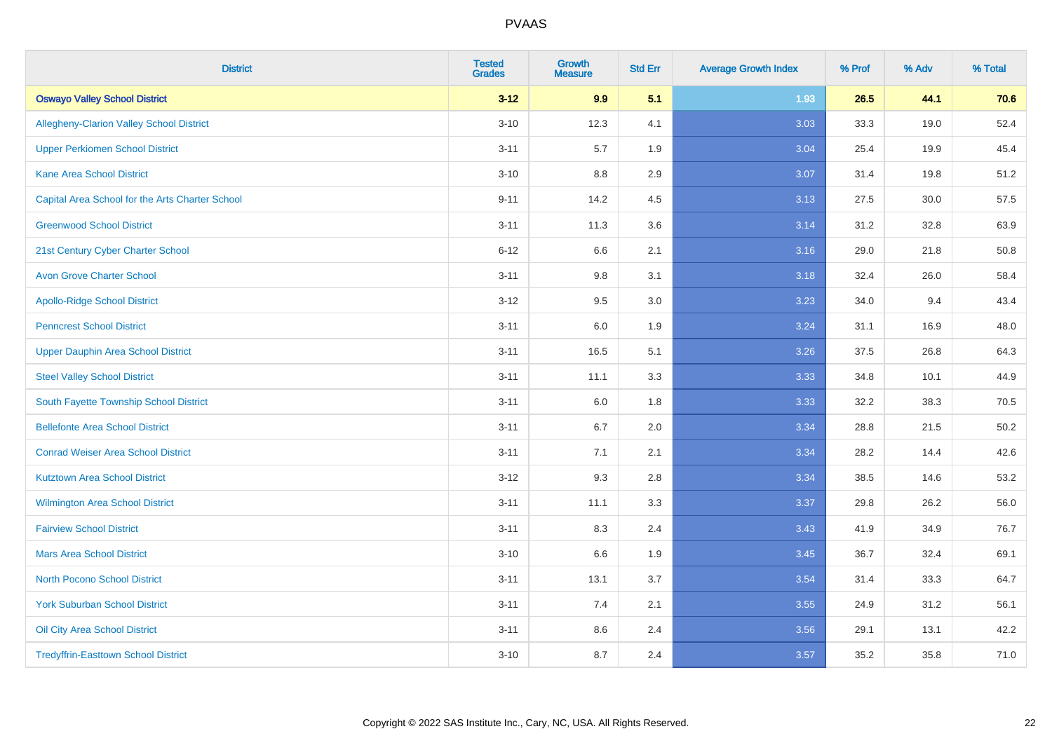| District | Tested Grades | Growth Measure | Std Err | Average Growth Index | % Prof | % Adv | % Total |
|---|---|---|---|---|---|---|---|
| **Oswayo Valley School District** | **3-12** | **9.9** | **5.1** | **1.93** | **26.5** | **44.1** | **70.6** |
| Allegheny-Clarion Valley School District | 3-10 | 12.3 | 4.1 | 3.03 | 33.3 | 19.0 | 52.4 |
| Upper Perkiomen School District | 3-11 | 5.7 | 1.9 | 3.04 | 25.4 | 19.9 | 45.4 |
| Kane Area School District | 3-10 | 8.8 | 2.9 | 3.07 | 31.4 | 19.8 | 51.2 |
| Capital Area School for the Arts Charter School | 9-11 | 14.2 | 4.5 | 3.13 | 27.5 | 30.0 | 57.5 |
| Greenwood School District | 3-11 | 11.3 | 3.6 | 3.14 | 31.2 | 32.8 | 63.9 |
| 21st Century Cyber Charter School | 6-12 | 6.6 | 2.1 | 3.16 | 29.0 | 21.8 | 50.8 |
| Avon Grove Charter School | 3-11 | 9.8 | 3.1 | 3.18 | 32.4 | 26.0 | 58.4 |
| Apollo-Ridge School District | 3-12 | 9.5 | 3.0 | 3.23 | 34.0 | 9.4 | 43.4 |
| Penncrest School District | 3-11 | 6.0 | 1.9 | 3.24 | 31.1 | 16.9 | 48.0 |
| Upper Dauphin Area School District | 3-11 | 16.5 | 5.1 | 3.26 | 37.5 | 26.8 | 64.3 |
| Steel Valley School District | 3-11 | 11.1 | 3.3 | 3.33 | 34.8 | 10.1 | 44.9 |
| South Fayette Township School District | 3-11 | 6.0 | 1.8 | 3.33 | 32.2 | 38.3 | 70.5 |
| Bellefonte Area School District | 3-11 | 6.7 | 2.0 | 3.34 | 28.8 | 21.5 | 50.2 |
| Conrad Weiser Area School District | 3-11 | 7.1 | 2.1 | 3.34 | 28.2 | 14.4 | 42.6 |
| Kutztown Area School District | 3-12 | 9.3 | 2.8 | 3.34 | 38.5 | 14.6 | 53.2 |
| Wilmington Area School District | 3-11 | 11.1 | 3.3 | 3.37 | 29.8 | 26.2 | 56.0 |
| Fairview School District | 3-11 | 8.3 | 2.4 | 3.43 | 41.9 | 34.9 | 76.7 |
| Mars Area School District | 3-10 | 6.6 | 1.9 | 3.45 | 36.7 | 32.4 | 69.1 |
| North Pocono School District | 3-11 | 13.1 | 3.7 | 3.54 | 31.4 | 33.3 | 64.7 |
| York Suburban School District | 3-11 | 7.4 | 2.1 | 3.55 | 24.9 | 31.2 | 56.1 |
| Oil City Area School District | 3-11 | 8.6 | 2.4 | 3.56 | 29.1 | 13.1 | 42.2 |
| Tredyffrin-Easttown School District | 3-10 | 8.7 | 2.4 | 3.57 | 35.2 | 35.8 | 71.0 |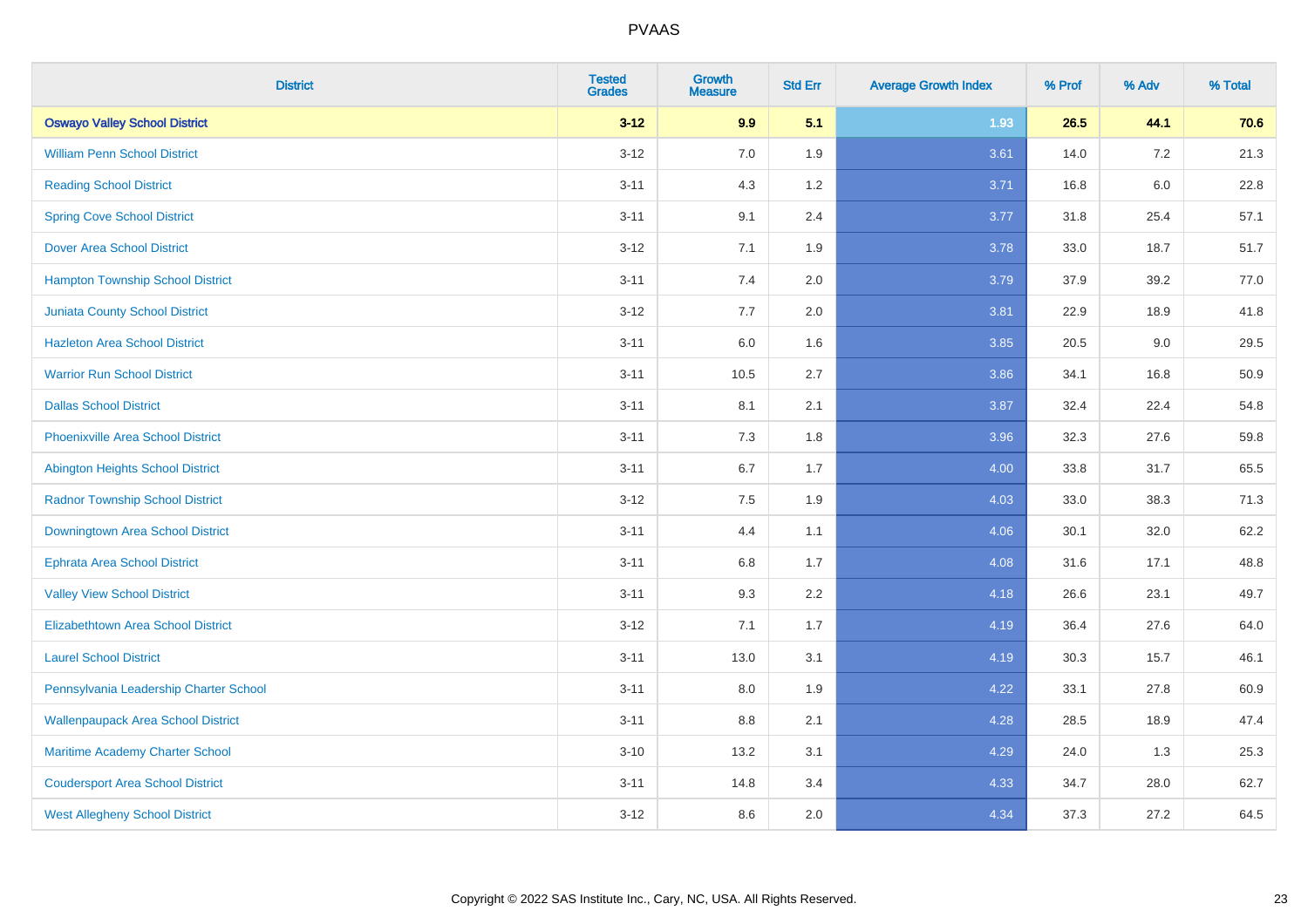| District | Tested Grades | Growth Measure | Std Err | Average Growth Index | % Prof | % Adv | % Total |
|---|---|---|---|---|---|---|---|
| **Oswayo Valley School District** | **3-12** | **9.9** | **5.1** | **1.93** | **26.5** | **44.1** | **70.6** |
| William Penn School District | 3-12 | 7.0 | 1.9 | 3.61 | 14.0 | 7.2 | 21.3 |
| Reading School District | 3-11 | 4.3 | 1.2 | 3.71 | 16.8 | 6.0 | 22.8 |
| Spring Cove School District | 3-11 | 9.1 | 2.4 | 3.77 | 31.8 | 25.4 | 57.1 |
| Dover Area School District | 3-12 | 7.1 | 1.9 | 3.78 | 33.0 | 18.7 | 51.7 |
| Hampton Township School District | 3-11 | 7.4 | 2.0 | 3.79 | 37.9 | 39.2 | 77.0 |
| Juniata County School District | 3-12 | 7.7 | 2.0 | 3.81 | 22.9 | 18.9 | 41.8 |
| Hazleton Area School District | 3-11 | 6.0 | 1.6 | 3.85 | 20.5 | 9.0 | 29.5 |
| Warrior Run School District | 3-11 | 10.5 | 2.7 | 3.86 | 34.1 | 16.8 | 50.9 |
| Dallas School District | 3-11 | 8.1 | 2.1 | 3.87 | 32.4 | 22.4 | 54.8 |
| Phoenixville Area School District | 3-11 | 7.3 | 1.8 | 3.96 | 32.3 | 27.6 | 59.8 |
| Abington Heights School District | 3-11 | 6.7 | 1.7 | 4.00 | 33.8 | 31.7 | 65.5 |
| Radnor Township School District | 3-12 | 7.5 | 1.9 | 4.03 | 33.0 | 38.3 | 71.3 |
| Downingtown Area School District | 3-11 | 4.4 | 1.1 | 4.06 | 30.1 | 32.0 | 62.2 |
| Ephrata Area School District | 3-11 | 6.8 | 1.7 | 4.08 | 31.6 | 17.1 | 48.8 |
| Valley View School District | 3-11 | 9.3 | 2.2 | 4.18 | 26.6 | 23.1 | 49.7 |
| Elizabethtown Area School District | 3-12 | 7.1 | 1.7 | 4.19 | 36.4 | 27.6 | 64.0 |
| Laurel School District | 3-11 | 13.0 | 3.1 | 4.19 | 30.3 | 15.7 | 46.1 |
| Pennsylvania Leadership Charter School | 3-11 | 8.0 | 1.9 | 4.22 | 33.1 | 27.8 | 60.9 |
| Wallenpaupack Area School District | 3-11 | 8.8 | 2.1 | 4.28 | 28.5 | 18.9 | 47.4 |
| Maritime Academy Charter School | 3-10 | 13.2 | 3.1 | 4.29 | 24.0 | 1.3 | 25.3 |
| Coudersport Area School District | 3-11 | 14.8 | 3.4 | 4.33 | 34.7 | 28.0 | 62.7 |
| West Allegheny School District | 3-12 | 8.6 | 2.0 | 4.34 | 37.3 | 27.2 | 64.5 |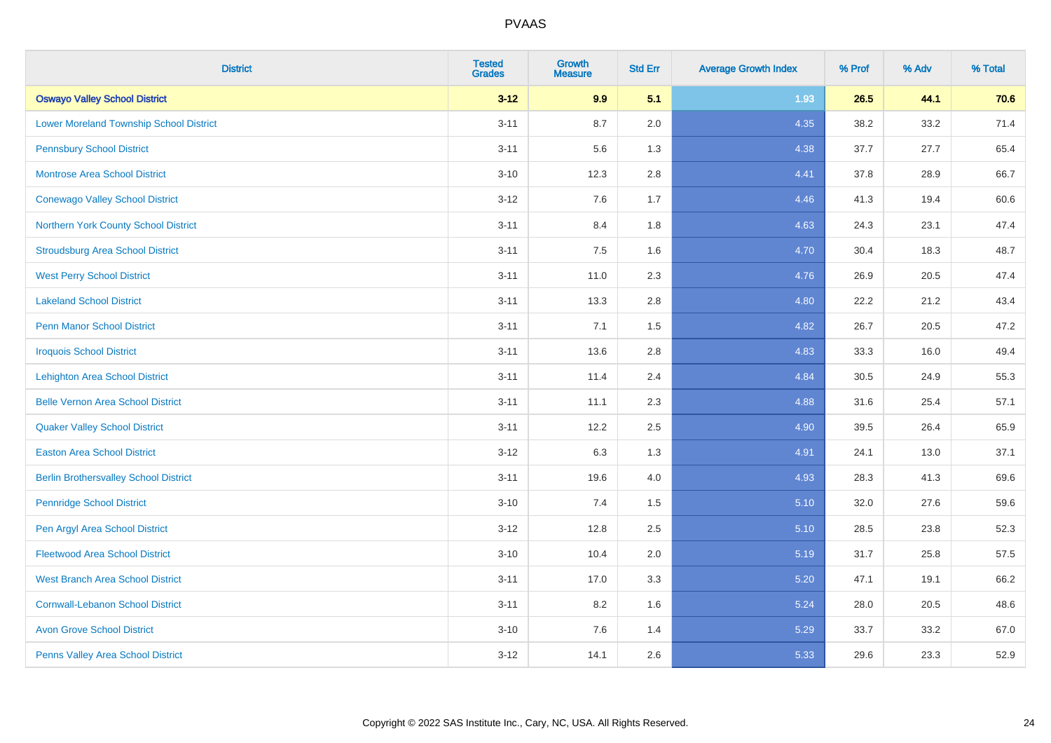# PVAAS

| District | Tested Grades | Growth Measure | Std Err | Average Growth Index | % Prof | % Adv | % Total |
|---|---|---|---|---|---|---|---|
| **Oswayo Valley School District** | **3-12** | **9.9** | **5.1** | **1.93** | **26.5** | **44.1** | **70.6** |
| Lower Moreland Township School District | 3-11 | 8.7 | 2.0 | 4.35 | 38.2 | 33.2 | 71.4 |
| Pennsbury School District | 3-11 | 5.6 | 1.3 | 4.38 | 37.7 | 27.7 | 65.4 |
| Montrose Area School District | 3-10 | 12.3 | 2.8 | 4.41 | 37.8 | 28.9 | 66.7 |
| Conewago Valley School District | 3-12 | 7.6 | 1.7 | 4.46 | 41.3 | 19.4 | 60.6 |
| Northern York County School District | 3-11 | 8.4 | 1.8 | 4.63 | 24.3 | 23.1 | 47.4 |
| Stroudsburg Area School District | 3-11 | 7.5 | 1.6 | 4.70 | 30.4 | 18.3 | 48.7 |
| West Perry School District | 3-11 | 11.0 | 2.3 | 4.76 | 26.9 | 20.5 | 47.4 |
| Lakeland School District | 3-11 | 13.3 | 2.8 | 4.80 | 22.2 | 21.2 | 43.4 |
| Penn Manor School District | 3-11 | 7.1 | 1.5 | 4.82 | 26.7 | 20.5 | 47.2 |
| Iroquois School District | 3-11 | 13.6 | 2.8 | 4.83 | 33.3 | 16.0 | 49.4 |
| Lehighton Area School District | 3-11 | 11.4 | 2.4 | 4.84 | 30.5 | 24.9 | 55.3 |
| Belle Vernon Area School District | 3-11 | 11.1 | 2.3 | 4.88 | 31.6 | 25.4 | 57.1 |
| Quaker Valley School District | 3-11 | 12.2 | 2.5 | 4.90 | 39.5 | 26.4 | 65.9 |
| Easton Area School District | 3-12 | 6.3 | 1.3 | 4.91 | 24.1 | 13.0 | 37.1 |
| Berlin Brothersvalley School District | 3-11 | 19.6 | 4.0 | 4.93 | 28.3 | 41.3 | 69.6 |
| Pennridge School District | 3-10 | 7.4 | 1.5 | 5.10 | 32.0 | 27.6 | 59.6 |
| Pen Argyl Area School District | 3-12 | 12.8 | 2.5 | 5.10 | 28.5 | 23.8 | 52.3 |
| Fleetwood Area School District | 3-10 | 10.4 | 2.0 | 5.19 | 31.7 | 25.8 | 57.5 |
| West Branch Area School District | 3-11 | 17.0 | 3.3 | 5.20 | 47.1 | 19.1 | 66.2 |
| Cornwall-Lebanon School District | 3-11 | 8.2 | 1.6 | 5.24 | 28.0 | 20.5 | 48.6 |
| Avon Grove School District | 3-10 | 7.6 | 1.4 | 5.29 | 33.7 | 33.2 | 67.0 |
| Penns Valley Area School District | 3-12 | 14.1 | 2.6 | 5.33 | 29.6 | 23.3 | 52.9 |

Copyright © 2022 SAS Institute Inc., Cary, NC, USA. All Rights Reserved.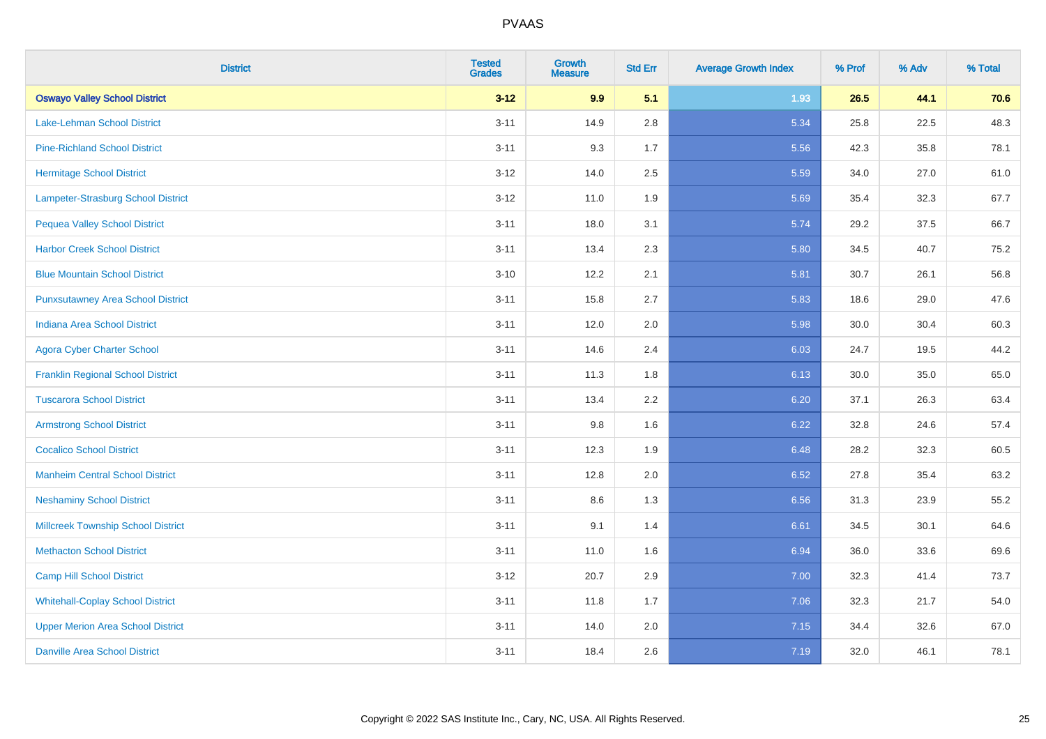# PVAAS

| District | Tested Grades | Growth Measure | Std Err | Average Growth Index | % Prof | % Adv | % Total |
|---|---|---|---|---|---|---|---|
| **Oswayo Valley School District** | **3-12** | **9.9** | **5.1** | **1.93** | **26.5** | **44.1** | **70.6** |
| Lake-Lehman School District | 3-11 | 14.9 | 2.8 | 5.34 | 25.8 | 22.5 | 48.3 |
| Pine-Richland School District | 3-11 | 9.3 | 1.7 | 5.56 | 42.3 | 35.8 | 78.1 |
| Hermitage School District | 3-12 | 14.0 | 2.5 | 5.59 | 34.0 | 27.0 | 61.0 |
| Lampeter-Strasburg School District | 3-12 | 11.0 | 1.9 | 5.69 | 35.4 | 32.3 | 67.7 |
| Pequea Valley School District | 3-11 | 18.0 | 3.1 | 5.74 | 29.2 | 37.5 | 66.7 |
| Harbor Creek School District | 3-11 | 13.4 | 2.3 | 5.80 | 34.5 | 40.7 | 75.2 |
| Blue Mountain School District | 3-10 | 12.2 | 2.1 | 5.81 | 30.7 | 26.1 | 56.8 |
| Punxsutawney Area School District | 3-11 | 15.8 | 2.7 | 5.83 | 18.6 | 29.0 | 47.6 |
| Indiana Area School District | 3-11 | 12.0 | 2.0 | 5.98 | 30.0 | 30.4 | 60.3 |
| Agora Cyber Charter School | 3-11 | 14.6 | 2.4 | 6.03 | 24.7 | 19.5 | 44.2 |
| Franklin Regional School District | 3-11 | 11.3 | 1.8 | 6.13 | 30.0 | 35.0 | 65.0 |
| Tuscarora School District | 3-11 | 13.4 | 2.2 | 6.20 | 37.1 | 26.3 | 63.4 |
| Armstrong School District | 3-11 | 9.8 | 1.6 | 6.22 | 32.8 | 24.6 | 57.4 |
| Cocalico School District | 3-11 | 12.3 | 1.9 | 6.48 | 28.2 | 32.3 | 60.5 |
| Manheim Central School District | 3-11 | 12.8 | 2.0 | 6.52 | 27.8 | 35.4 | 63.2 |
| Neshaminy School District | 3-11 | 8.6 | 1.3 | 6.56 | 31.3 | 23.9 | 55.2 |
| Millcreek Township School District | 3-11 | 9.1 | 1.4 | 6.61 | 34.5 | 30.1 | 64.6 |
| Methacton School District | 3-11 | 11.0 | 1.6 | 6.94 | 36.0 | 33.6 | 69.6 |
| Camp Hill School District | 3-12 | 20.7 | 2.9 | 7.00 | 32.3 | 41.4 | 73.7 |
| Whitehall-Coplay School District | 3-11 | 11.8 | 1.7 | 7.06 | 32.3 | 21.7 | 54.0 |
| Upper Merion Area School District | 3-11 | 14.0 | 2.0 | 7.15 | 34.4 | 32.6 | 67.0 |
| Danville Area School District | 3-11 | 18.4 | 2.6 | 7.19 | 32.0 | 46.1 | 78.1 |

Copyright © 2022 SAS Institute Inc., Cary, NC, USA. All Rights Reserved.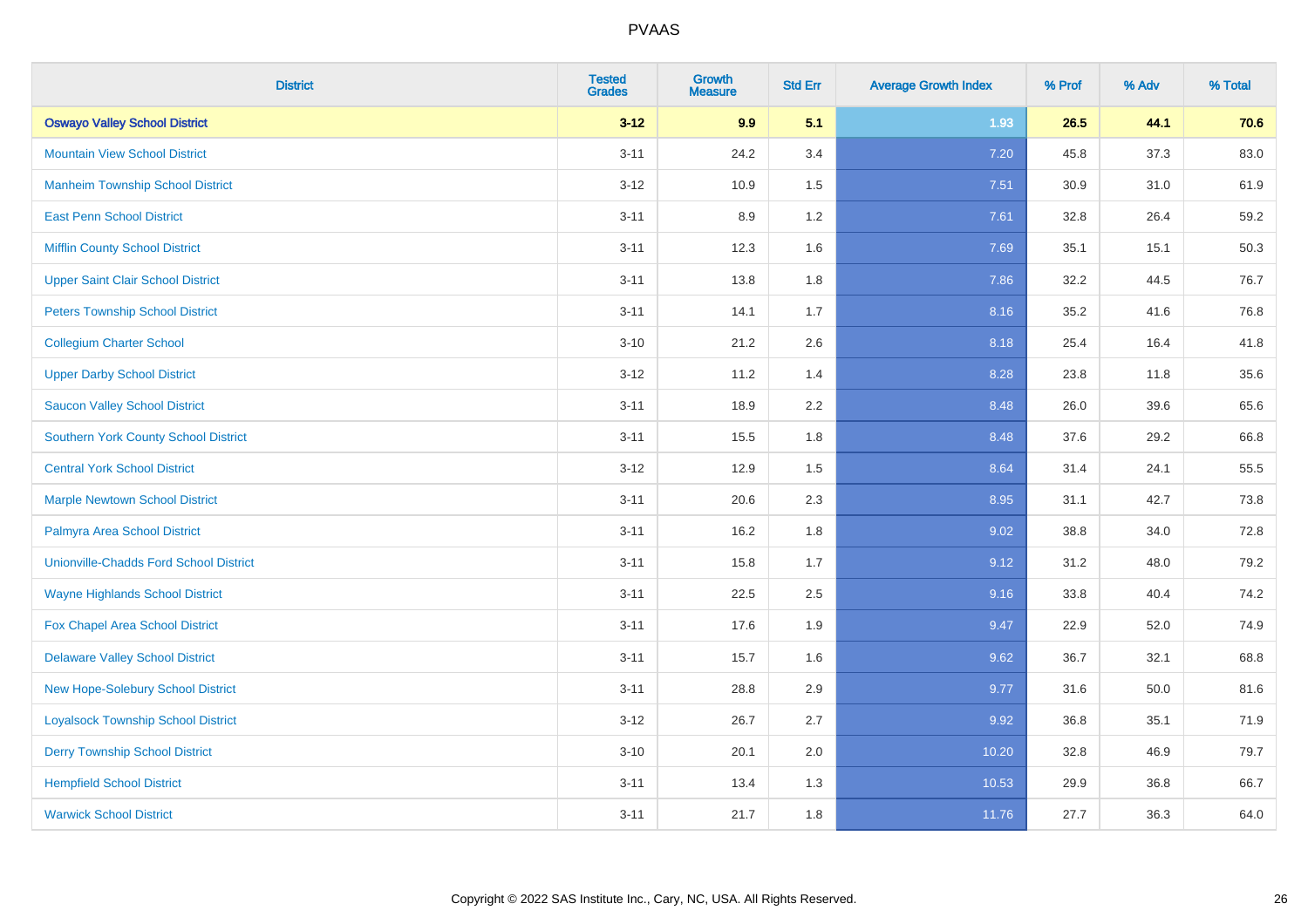| District | Tested Grades | Growth Measure | Std Err | Average Growth Index | % Prof | % Adv | % Total |
|---|---|---|---|---|---|---|---|
| **Oswayo Valley School District** | **3-12** | **9.9** | **5.1** | **1.93** | **26.5** | **44.1** | **70.6** |
| Mountain View School District | 3-11 | 24.2 | 3.4 | 7.20 | 45.8 | 37.3 | 83.0 |
| Manheim Township School District | 3-12 | 10.9 | 1.5 | 7.51 | 30.9 | 31.0 | 61.9 |
| East Penn School District | 3-11 | 8.9 | 1.2 | 7.61 | 32.8 | 26.4 | 59.2 |
| Mifflin County School District | 3-11 | 12.3 | 1.6 | 7.69 | 35.1 | 15.1 | 50.3 |
| Upper Saint Clair School District | 3-11 | 13.8 | 1.8 | 7.86 | 32.2 | 44.5 | 76.7 |
| Peters Township School District | 3-11 | 14.1 | 1.7 | 8.16 | 35.2 | 41.6 | 76.8 |
| Collegium Charter School | 3-10 | 21.2 | 2.6 | 8.18 | 25.4 | 16.4 | 41.8 |
| Upper Darby School District | 3-12 | 11.2 | 1.4 | 8.28 | 23.8 | 11.8 | 35.6 |
| Saucon Valley School District | 3-11 | 18.9 | 2.2 | 8.48 | 26.0 | 39.6 | 65.6 |
| Southern York County School District | 3-11 | 15.5 | 1.8 | 8.48 | 37.6 | 29.2 | 66.8 |
| Central York School District | 3-12 | 12.9 | 1.5 | 8.64 | 31.4 | 24.1 | 55.5 |
| Marple Newtown School District | 3-11 | 20.6 | 2.3 | 8.95 | 31.1 | 42.7 | 73.8 |
| Palmyra Area School District | 3-11 | 16.2 | 1.8 | 9.02 | 38.8 | 34.0 | 72.8 |
| Unionville-Chadds Ford School District | 3-11 | 15.8 | 1.7 | 9.12 | 31.2 | 48.0 | 79.2 |
| Wayne Highlands School District | 3-11 | 22.5 | 2.5 | 9.16 | 33.8 | 40.4 | 74.2 |
| Fox Chapel Area School District | 3-11 | 17.6 | 1.9 | 9.47 | 22.9 | 52.0 | 74.9 |
| Delaware Valley School District | 3-11 | 15.7 | 1.6 | 9.62 | 36.7 | 32.1 | 68.8 |
| New Hope-Solebury School District | 3-11 | 28.8 | 2.9 | 9.77 | 31.6 | 50.0 | 81.6 |
| Loyalsock Township School District | 3-12 | 26.7 | 2.7 | 9.92 | 36.8 | 35.1 | 71.9 |
| Derry Township School District | 3-10 | 20.1 | 2.0 | 10.20 | 32.8 | 46.9 | 79.7 |
| Hempfield School District | 3-11 | 13.4 | 1.3 | 10.53 | 29.9 | 36.8 | 66.7 |
| Warwick School District | 3-11 | 21.7 | 1.8 | 11.76 | 27.7 | 36.3 | 64.0 |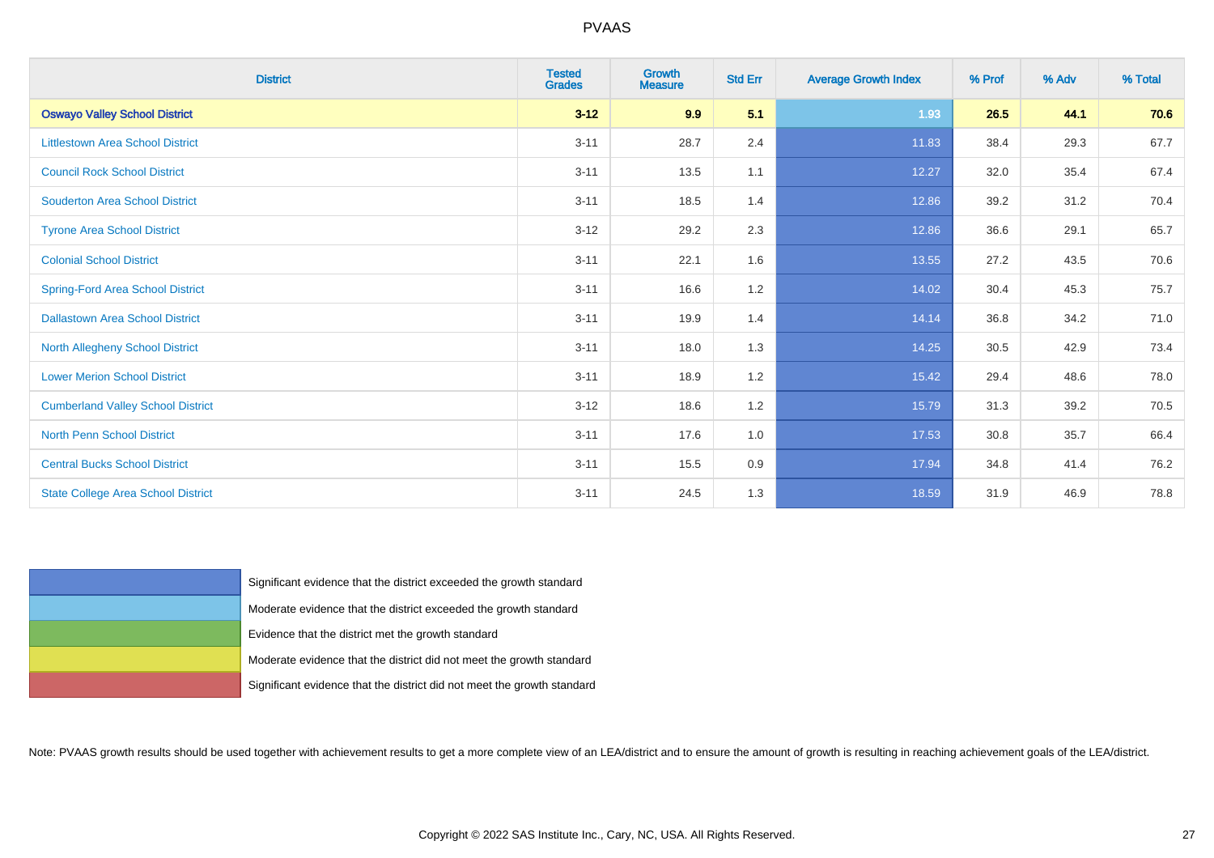PVAAS

| District | Tested Grades | Growth Measure | Std Err | Average Growth Index | % Prof | % Adv | % Total |
|---|---|---|---|---|---|---|---|
| **Oswayo Valley School District** | **3-12** | **9.9** | **5.1** | **1.93** | **26.5** | **44.1** | **70.6** |
| Littlestown Area School District | 3-11 | 28.7 | 2.4 | 11.83 | 38.4 | 29.3 | 67.7 |
| Council Rock School District | 3-11 | 13.5 | 1.1 | 12.27 | 32.0 | 35.4 | 67.4 |
| Souderton Area School District | 3-11 | 18.5 | 1.4 | 12.86 | 39.2 | 31.2 | 70.4 |
| Tyrone Area School District | 3-12 | 29.2 | 2.3 | 12.86 | 36.6 | 29.1 | 65.7 |
| Colonial School District | 3-11 | 22.1 | 1.6 | 13.55 | 27.2 | 43.5 | 70.6 |
| Spring-Ford Area School District | 3-11 | 16.6 | 1.2 | 14.02 | 30.4 | 45.3 | 75.7 |
| Dallastown Area School District | 3-11 | 19.9 | 1.4 | 14.14 | 36.8 | 34.2 | 71.0 |
| North Allegheny School District | 3-11 | 18.0 | 1.3 | 14.25 | 30.5 | 42.9 | 73.4 |
| Lower Merion School District | 3-11 | 18.9 | 1.2 | 15.42 | 29.4 | 48.6 | 78.0 |
| Cumberland Valley School District | 3-12 | 18.6 | 1.2 | 15.79 | 31.3 | 39.2 | 70.5 |
| North Penn School District | 3-11 | 17.6 | 1.0 | 17.53 | 30.8 | 35.7 | 66.4 |
| Central Bucks School District | 3-11 | 15.5 | 0.9 | 17.94 | 34.8 | 41.4 | 76.2 |
| State College Area School District | 3-11 | 24.5 | 1.3 | 18.59 | 31.9 | 46.9 | 78.8 |

Significant evidence that the district exceeded the growth standard

Moderate evidence that the district exceeded the growth standard

Evidence that the district met the growth standard

Moderate evidence that the district did not meet the growth standard

Significant evidence that the district did not meet the growth standard

Note: PVAAS growth results should be used together with achievement results to get a more complete view of an LEA/district and to ensure the amount of growth is resulting in reaching achievement goals of the LEA/district.

Copyright © 2022 SAS Institute Inc., Cary, NC, USA. All Rights Reserved.